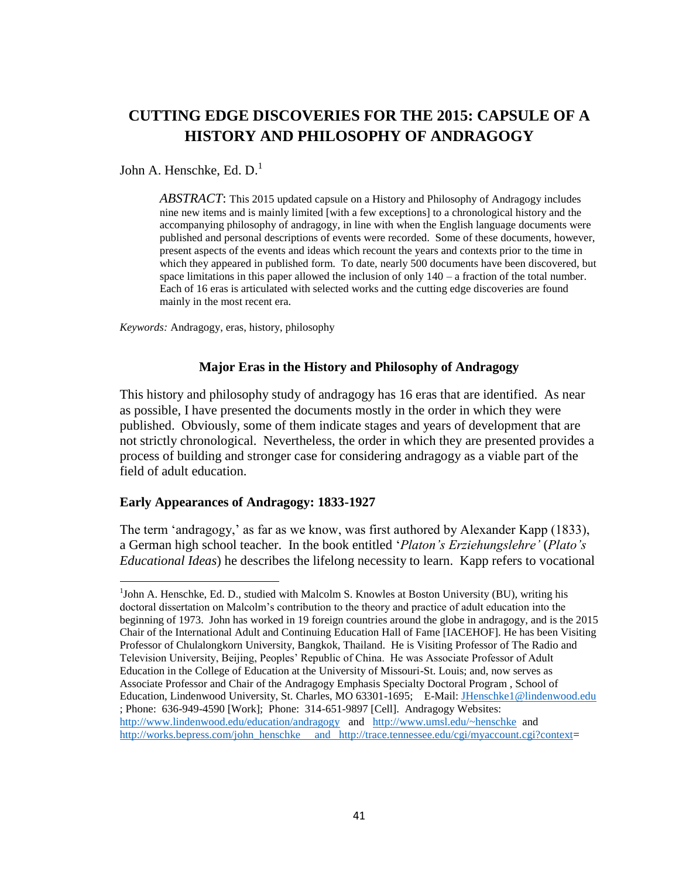# CUTTING EDGE DISCOVERIES FOR THE 2015: CAPSULE OF A HISTORY AND PHILOSOPHY OF ANDRAGOGY

John A. Henschke, Ed. D.[1]

> *ABSTRACT*: This 2015 updated capsule on a History and Philosophy of Andragogy includes nine new items and is mainly limited [with a few exceptions] to a chronological history and the accompanying philosophy of andragogy, in line with when the English language documents were published and personal descriptions of events were recorded. Some of these documents, however, present aspects of the events and ideas which recount the years and contexts prior to the time in which they appeared in published form. To date, nearly 500 documents have been discovered, but space limitations in this paper allowed the inclusion of only 140 – a fraction of the total number. Each of 16 eras is articulated with selected works and the cutting edge discoveries are found mainly in the most recent era.

*Keywords:* Andragogy, eras, history, philosophy

## Major Eras in the History and Philosophy of Andragogy

This history and philosophy study of andragogy has 16 eras that are identified. As near as possible, I have presented the documents mostly in the order in which they were published. Obviously, some of them indicate stages and years of development that are not strictly chronological. Nevertheless, the order in which they are presented provides a process of building and stronger case for considering andragogy as a viable part of the field of adult education.

### Early Appearances of Andragogy: 1833-1927

The term 'andragogy,' as far as we know, was first authored by Alexander Kapp (1833), a German high school teacher. In the book entitled '*Platon's Erziehungslehre'* (*Plato's Educational Ideas*) he describes the lifelong necessity to learn. Kapp refers to vocational

---

[1] John A. Henschke, Ed. D., studied with Malcolm S. Knowles at Boston University (BU), writing his doctoral dissertation on Malcolm's contribution to the theory and practice of adult education into the beginning of 1973. John has worked in 19 foreign countries around the globe in andragogy, and is the 2015 Chair of the International Adult and Continuing Education Hall of Fame [IACEHOF]. He has been Visiting Professor of Chulalongkorn University, Bangkok, Thailand. He is Visiting Professor of The Radio and Television University, Beijing, Peoples' Republic of China. He was Associate Professor of Adult Education in the College of Education at the University of Missouri-St. Louis; and, now serves as Associate Professor and Chair of the Andragogy Emphasis Specialty Doctoral Program , School of Education, Lindenwood University, St. Charles, MO 63301-1695; E-Mail: JHenschke1@lindenwood.edu ; Phone: 636-949-4590 [Work]; Phone: 314-651-9897 [Cell]. Andragogy Websites: http://www.lindenwood.edu/education/andragogy and http://www.umsl.edu/~henschke and http://works.bepress.com/john_henschke and http://trace.tennessee.edu/cgi/myaccount.cgi?context=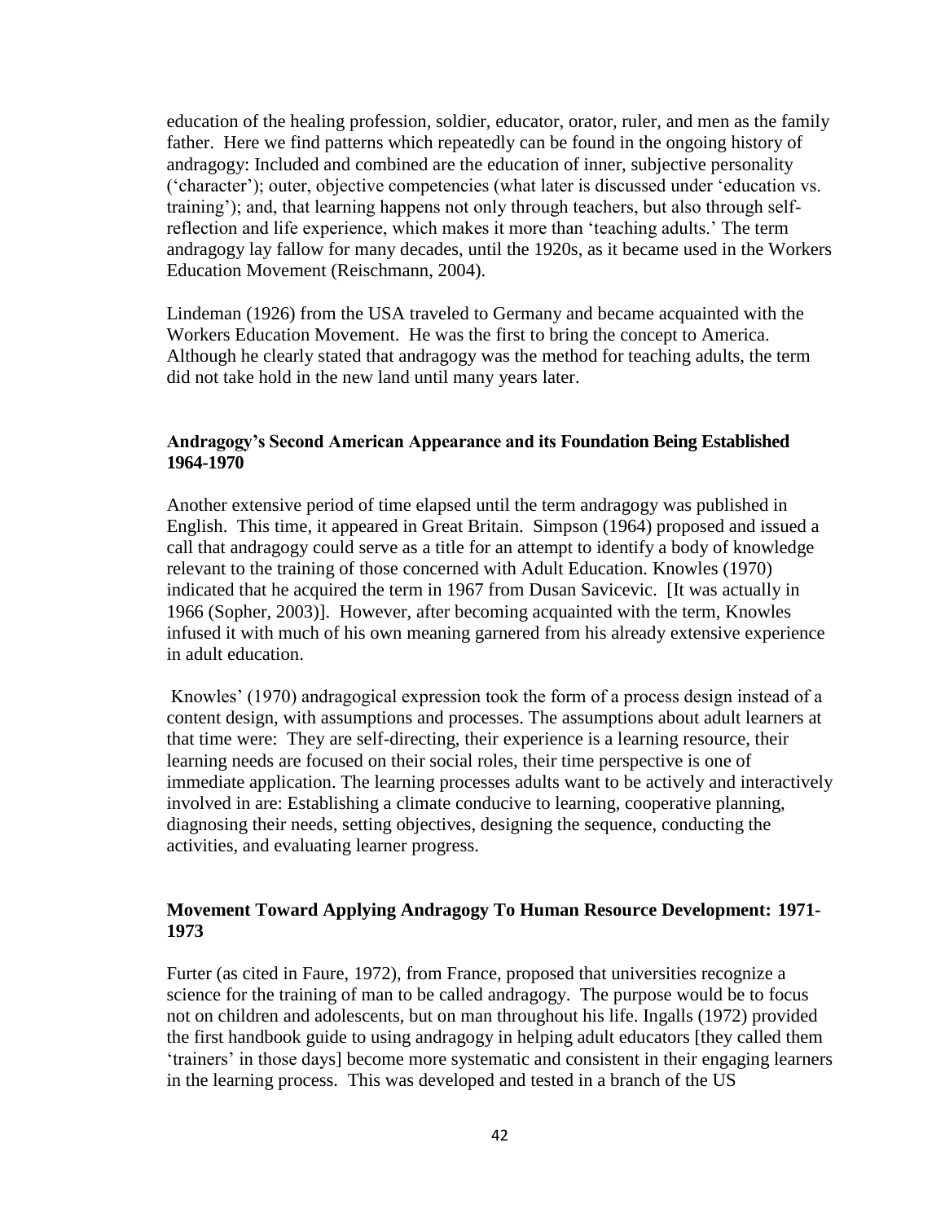education of the healing profession, soldier, educator, orator, ruler, and men as the family father. Here we find patterns which repeatedly can be found in the ongoing history of andragogy: Included and combined are the education of inner, subjective personality ('character'); outer, objective competencies (what later is discussed under 'education vs. training'); and, that learning happens not only through teachers, but also through self-reflection and life experience, which makes it more than 'teaching adults.' The term andragogy lay fallow for many decades, until the 1920s, as it became used in the Workers Education Movement (Reischmann, 2004).

Lindeman (1926) from the USA traveled to Germany and became acquainted with the Workers Education Movement. He was the first to bring the concept to America. Although he clearly stated that andragogy was the method for teaching adults, the term did not take hold in the new land until many years later.

### Andragogy's Second American Appearance and its Foundation Being Established 1964-1970

Another extensive period of time elapsed until the term andragogy was published in English. This time, it appeared in Great Britain. Simpson (1964) proposed and issued a call that andragogy could serve as a title for an attempt to identify a body of knowledge relevant to the training of those concerned with Adult Education. Knowles (1970) indicated that he acquired the term in 1967 from Dusan Savicevic. [It was actually in 1966 (Sopher, 2003)]. However, after becoming acquainted with the term, Knowles infused it with much of his own meaning garnered from his already extensive experience in adult education.

Knowles' (1970) andragogical expression took the form of a process design instead of a content design, with assumptions and processes. The assumptions about adult learners at that time were: They are self-directing, their experience is a learning resource, their learning needs are focused on their social roles, their time perspective is one of immediate application. The learning processes adults want to be actively and interactively involved in are: Establishing a climate conducive to learning, cooperative planning, diagnosing their needs, setting objectives, designing the sequence, conducting the activities, and evaluating learner progress.

### Movement Toward Applying Andragogy To Human Resource Development: 1971-1973

Furter (as cited in Faure, 1972), from France, proposed that universities recognize a science for the training of man to be called andragogy. The purpose would be to focus not on children and adolescents, but on man throughout his life. Ingalls (1972) provided the first handbook guide to using andragogy in helping adult educators [they called them 'trainers' in those days] become more systematic and consistent in their engaging learners in the learning process. This was developed and tested in a branch of the US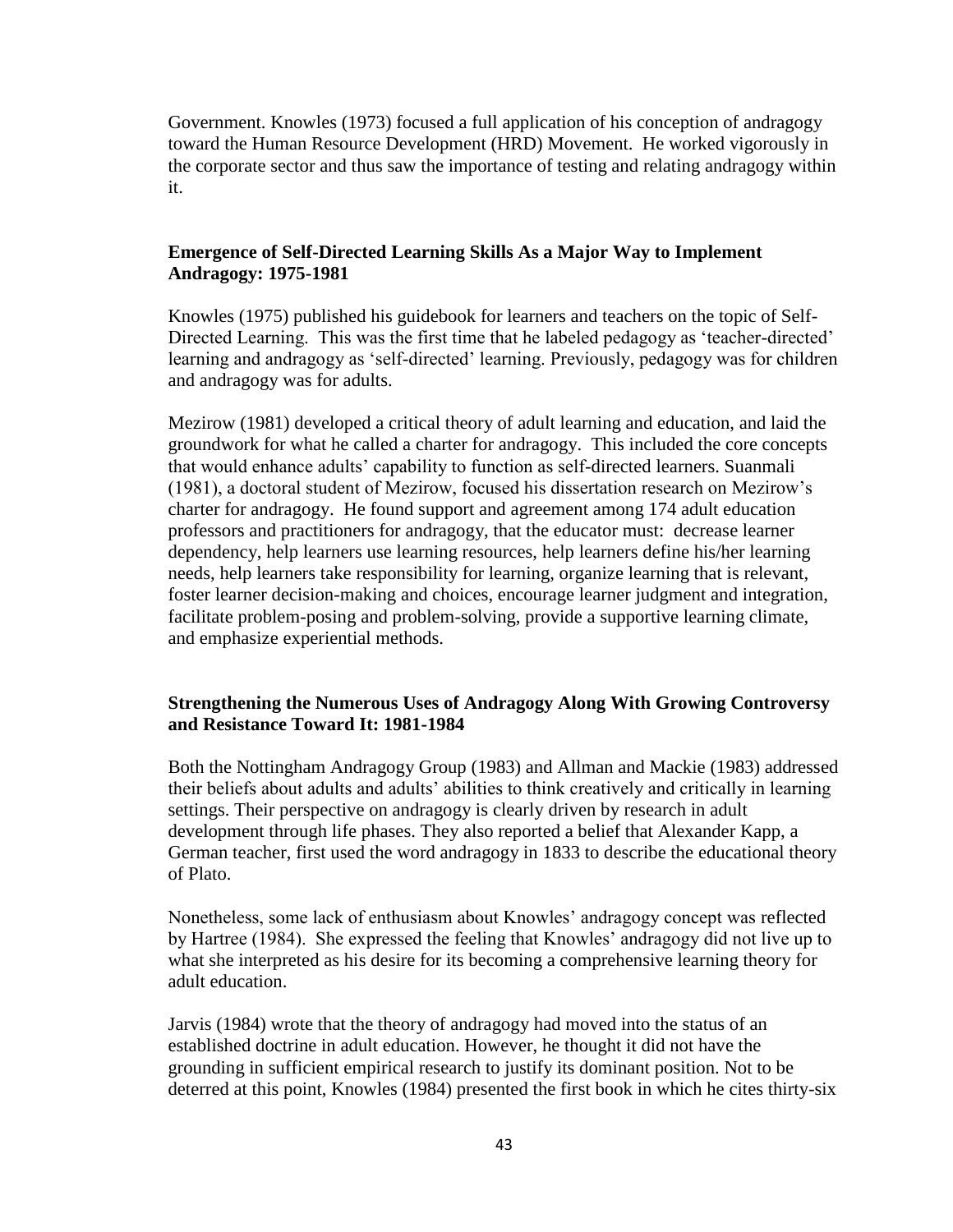Government. Knowles (1973) focused a full application of his conception of andragogy toward the Human Resource Development (HRD) Movement. He worked vigorously in the corporate sector and thus saw the importance of testing and relating andragogy within it.

## Emergence of Self-Directed Learning Skills As a Major Way to Implement Andragogy: 1975-1981

Knowles (1975) published his guidebook for learners and teachers on the topic of Self-Directed Learning. This was the first time that he labeled pedagogy as 'teacher-directed' learning and andragogy as 'self-directed' learning. Previously, pedagogy was for children and andragogy was for adults.

Mezirow (1981) developed a critical theory of adult learning and education, and laid the groundwork for what he called a charter for andragogy. This included the core concepts that would enhance adults' capability to function as self-directed learners. Suanmali (1981), a doctoral student of Mezirow, focused his dissertation research on Mezirow's charter for andragogy. He found support and agreement among 174 adult education professors and practitioners for andragogy, that the educator must: decrease learner dependency, help learners use learning resources, help learners define his/her learning needs, help learners take responsibility for learning, organize learning that is relevant, foster learner decision-making and choices, encourage learner judgment and integration, facilitate problem-posing and problem-solving, provide a supportive learning climate, and emphasize experiential methods.

## Strengthening the Numerous Uses of Andragogy Along With Growing Controversy and Resistance Toward It: 1981-1984

Both the Nottingham Andragogy Group (1983) and Allman and Mackie (1983) addressed their beliefs about adults and adults' abilities to think creatively and critically in learning settings. Their perspective on andragogy is clearly driven by research in adult development through life phases. They also reported a belief that Alexander Kapp, a German teacher, first used the word andragogy in 1833 to describe the educational theory of Plato.

Nonetheless, some lack of enthusiasm about Knowles' andragogy concept was reflected by Hartree (1984). She expressed the feeling that Knowles' andragogy did not live up to what she interpreted as his desire for its becoming a comprehensive learning theory for adult education.

Jarvis (1984) wrote that the theory of andragogy had moved into the status of an established doctrine in adult education. However, he thought it did not have the grounding in sufficient empirical research to justify its dominant position. Not to be deterred at this point, Knowles (1984) presented the first book in which he cites thirty-six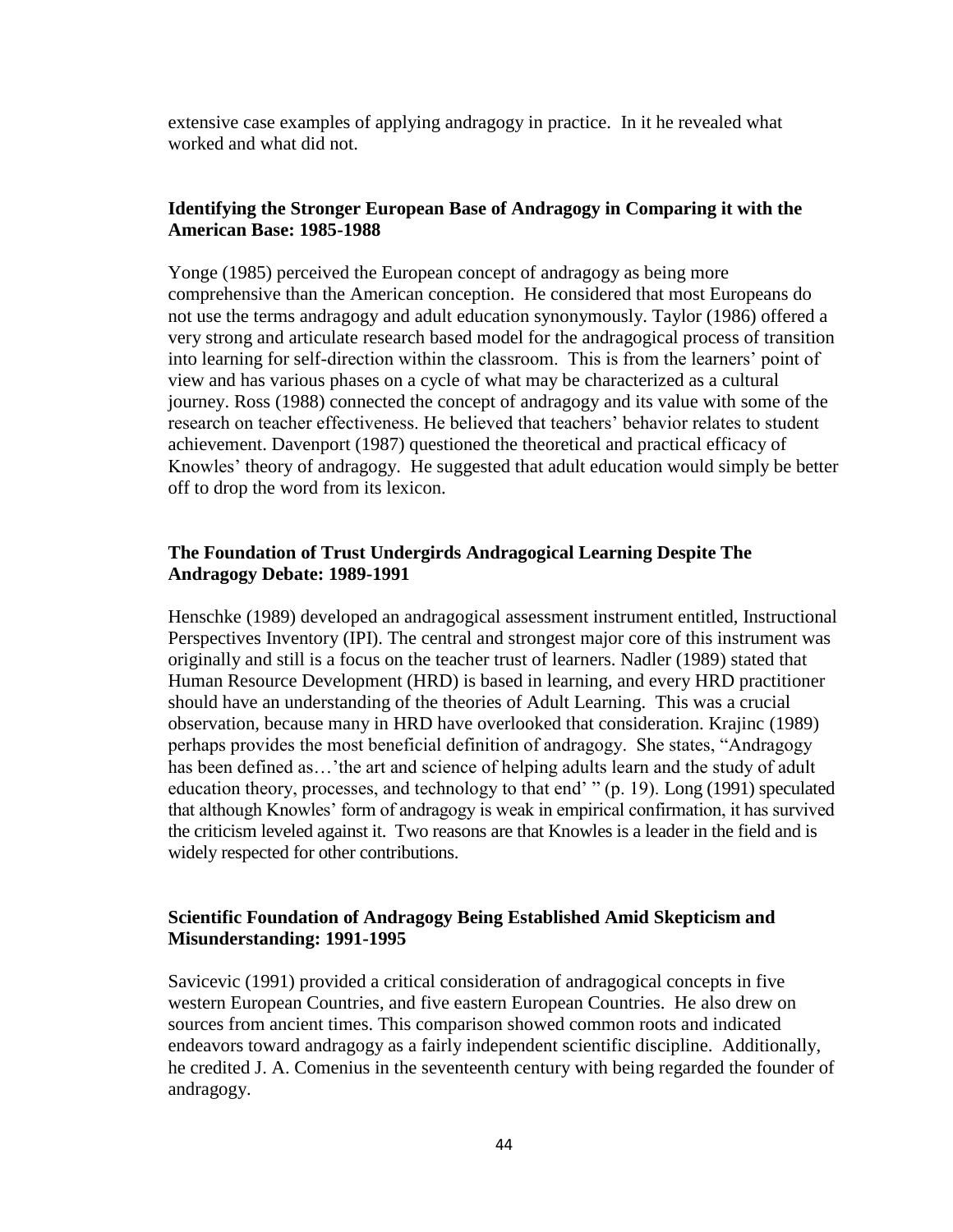extensive case examples of applying andragogy in practice. In it he revealed what worked and what did not.

### Identifying the Stronger European Base of Andragogy in Comparing it with the American Base: 1985-1988

Yonge (1985) perceived the European concept of andragogy as being more comprehensive than the American conception. He considered that most Europeans do not use the terms andragogy and adult education synonymously. Taylor (1986) offered a very strong and articulate research based model for the andragogical process of transition into learning for self-direction within the classroom. This is from the learners' point of view and has various phases on a cycle of what may be characterized as a cultural journey. Ross (1988) connected the concept of andragogy and its value with some of the research on teacher effectiveness. He believed that teachers' behavior relates to student achievement. Davenport (1987) questioned the theoretical and practical efficacy of Knowles' theory of andragogy. He suggested that adult education would simply be better off to drop the word from its lexicon.

### The Foundation of Trust Undergirds Andragogical Learning Despite The Andragogy Debate: 1989-1991

Henschke (1989) developed an andragogical assessment instrument entitled, Instructional Perspectives Inventory (IPI). The central and strongest major core of this instrument was originally and still is a focus on the teacher trust of learners. Nadler (1989) stated that Human Resource Development (HRD) is based in learning, and every HRD practitioner should have an understanding of the theories of Adult Learning. This was a crucial observation, because many in HRD have overlooked that consideration. Krajinc (1989) perhaps provides the most beneficial definition of andragogy. She states, "Andragogy has been defined as…'the art and science of helping adults learn and the study of adult education theory, processes, and technology to that end' " (p. 19). Long (1991) speculated that although Knowles' form of andragogy is weak in empirical confirmation, it has survived the criticism leveled against it. Two reasons are that Knowles is a leader in the field and is widely respected for other contributions.

### Scientific Foundation of Andragogy Being Established Amid Skepticism and Misunderstanding: 1991-1995

Savicevic (1991) provided a critical consideration of andragogical concepts in five western European Countries, and five eastern European Countries. He also drew on sources from ancient times. This comparison showed common roots and indicated endeavors toward andragogy as a fairly independent scientific discipline. Additionally, he credited J. A. Comenius in the seventeenth century with being regarded the founder of andragogy.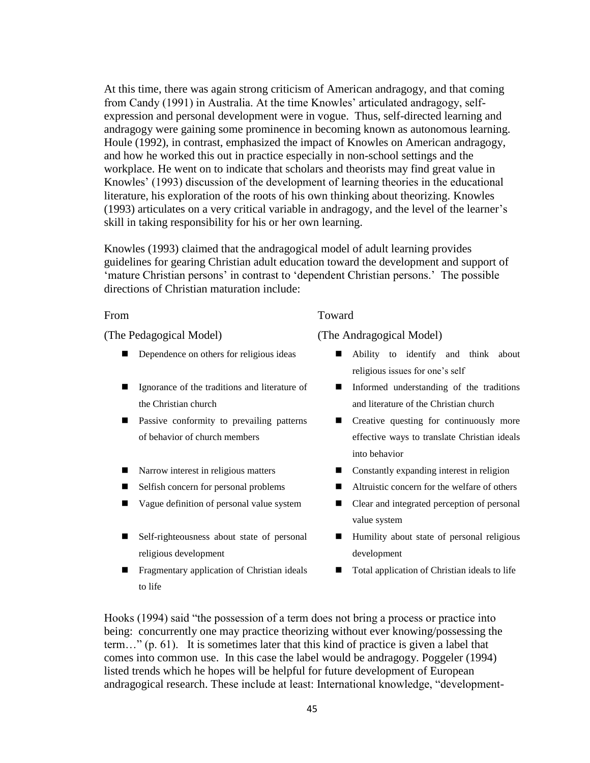At this time, there was again strong criticism of American andragogy, and that coming from Candy (1991) in Australia. At the time Knowles' articulated andragogy, self-expression and personal development were in vogue. Thus, self-directed learning and andragogy were gaining some prominence in becoming known as autonomous learning. Houle (1992), in contrast, emphasized the impact of Knowles on American andragogy, and how he worked this out in practice especially in non-school settings and the workplace. He went on to indicate that scholars and theorists may find great value in Knowles' (1993) discussion of the development of learning theories in the educational literature, his exploration of the roots of his own thinking about theorizing. Knowles (1993) articulates on a very critical variable in andragogy, and the level of the learner's skill in taking responsibility for his or her own learning.

Knowles (1993) claimed that the andragogical model of adult learning provides guidelines for gearing Christian adult education toward the development and support of 'mature Christian persons' in contrast to 'dependent Christian persons.' The possible directions of Christian maturation include:

| From<br>(The Pedagogical Model) | Toward<br>(The Andragogical Model) |
|---|---|
| Dependence on others for religious ideas | Ability to identify and think about religious issues for one's self |
| Ignorance of the traditions and literature of the Christian church | Informed understanding of the traditions and literature of the Christian church |
| Passive conformity to prevailing patterns of behavior of church members | Creative questing for continuously more effective ways to translate Christian ideals into behavior |
| Narrow interest in religious matters | Constantly expanding interest in religion |
| Selfish concern for personal problems | Altruistic concern for the welfare of others |
| Vague definition of personal value system | Clear and integrated perception of personal value system |
| Self-righteousness about state of personal religious development | Humility about state of personal religious development |
| Fragmentary application of Christian ideals to life | Total application of Christian ideals to life |

Hooks (1994) said "the possession of a term does not bring a process or practice into being: concurrently one may practice theorizing without ever knowing/possessing the term…" (p. 61). It is sometimes later that this kind of practice is given a label that comes into common use. In this case the label would be andragogy. Poggeler (1994) listed trends which he hopes will be helpful for future development of European andragogical research. These include at least: International knowledge, "development-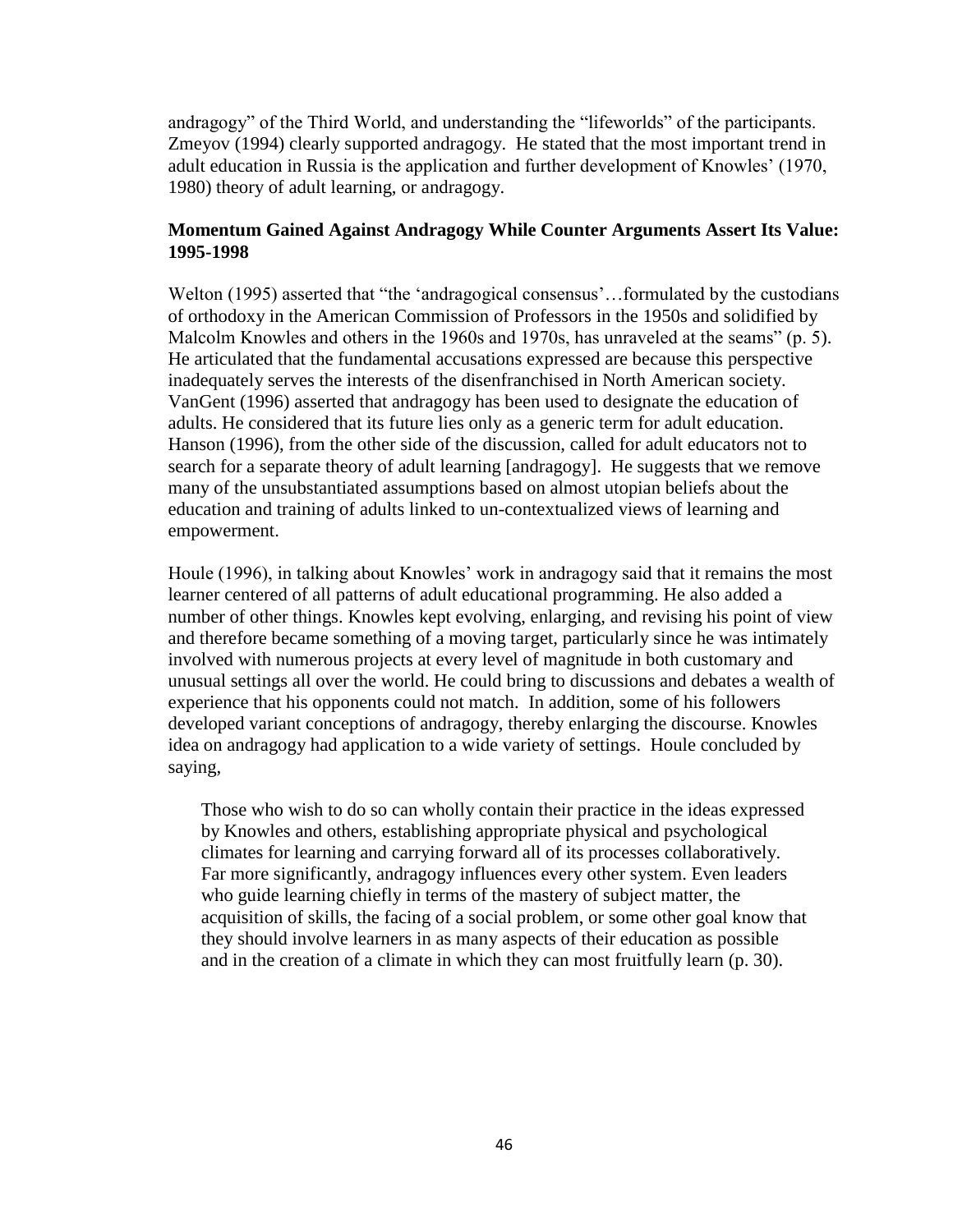andragogy" of the Third World, and understanding the "lifeworlds" of the participants. Zmeyov (1994) clearly supported andragogy. He stated that the most important trend in adult education in Russia is the application and further development of Knowles' (1970, 1980) theory of adult learning, or andragogy.

**Momentum Gained Against Andragogy While Counter Arguments Assert Its Value: 1995-1998**

Welton (1995) asserted that "the 'andragogical consensus'…formulated by the custodians of orthodoxy in the American Commission of Professors in the 1950s and solidified by Malcolm Knowles and others in the 1960s and 1970s, has unraveled at the seams" (p. 5). He articulated that the fundamental accusations expressed are because this perspective inadequately serves the interests of the disenfranchised in North American society. VanGent (1996) asserted that andragogy has been used to designate the education of adults. He considered that its future lies only as a generic term for adult education. Hanson (1996), from the other side of the discussion, called for adult educators not to search for a separate theory of adult learning [andragogy]. He suggests that we remove many of the unsubstantiated assumptions based on almost utopian beliefs about the education and training of adults linked to un-contextualized views of learning and empowerment.

Houle (1996), in talking about Knowles' work in andragogy said that it remains the most learner centered of all patterns of adult educational programming. He also added a number of other things. Knowles kept evolving, enlarging, and revising his point of view and therefore became something of a moving target, particularly since he was intimately involved with numerous projects at every level of magnitude in both customary and unusual settings all over the world. He could bring to discussions and debates a wealth of experience that his opponents could not match. In addition, some of his followers developed variant conceptions of andragogy, thereby enlarging the discourse. Knowles idea on andragogy had application to a wide variety of settings. Houle concluded by saying,

> Those who wish to do so can wholly contain their practice in the ideas expressed by Knowles and others, establishing appropriate physical and psychological climates for learning and carrying forward all of its processes collaboratively. Far more significantly, andragogy influences every other system. Even leaders who guide learning chiefly in terms of the mastery of subject matter, the acquisition of skills, the facing of a social problem, or some other goal know that they should involve learners in as many aspects of their education as possible and in the creation of a climate in which they can most fruitfully learn (p. 30).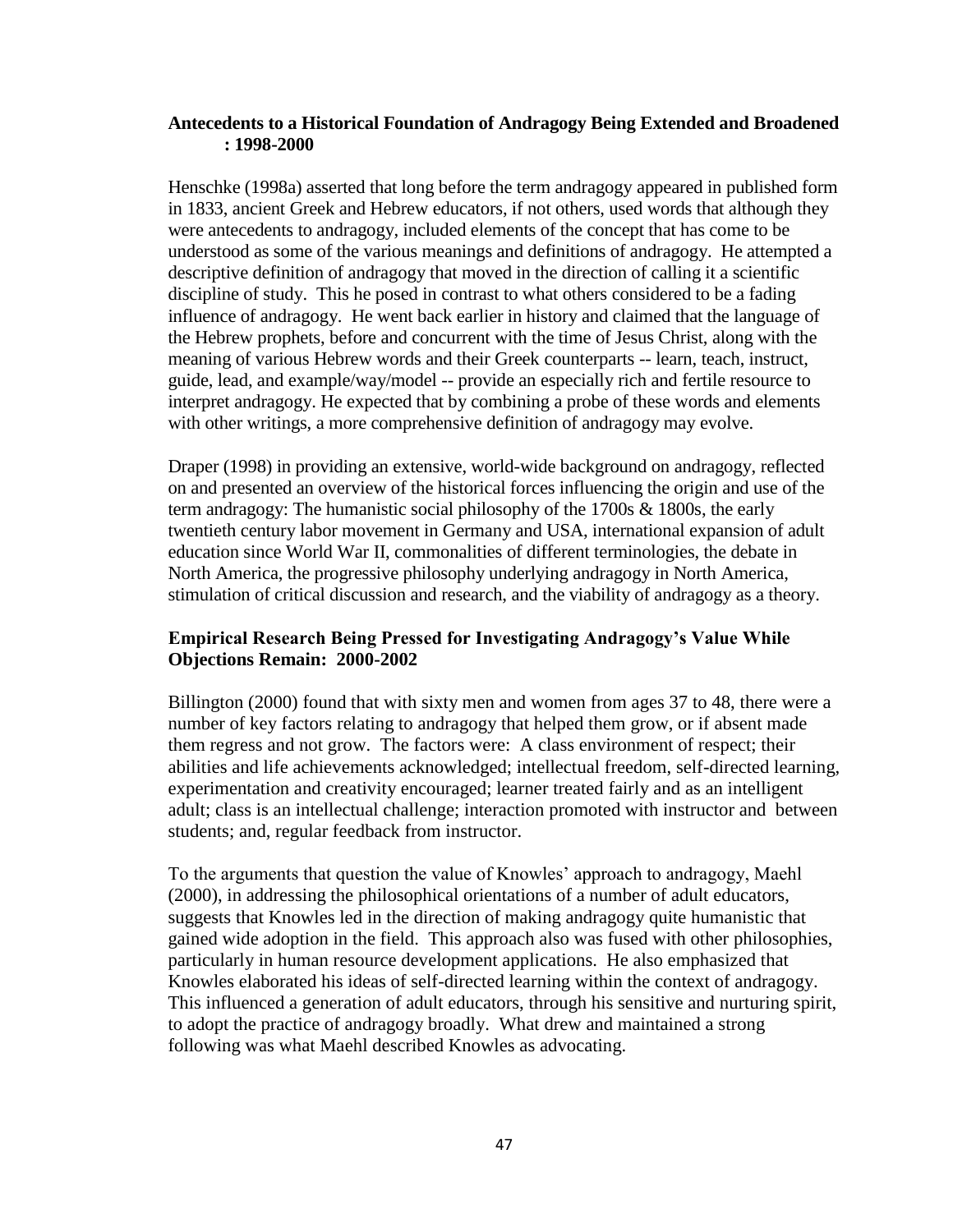### Antecedents to a Historical Foundation of Andragogy Being Extended and Broadened : 1998-2000

Henschke (1998a) asserted that long before the term andragogy appeared in published form in 1833, ancient Greek and Hebrew educators, if not others, used words that although they were antecedents to andragogy, included elements of the concept that has come to be understood as some of the various meanings and definitions of andragogy. He attempted a descriptive definition of andragogy that moved in the direction of calling it a scientific discipline of study. This he posed in contrast to what others considered to be a fading influence of andragogy. He went back earlier in history and claimed that the language of the Hebrew prophets, before and concurrent with the time of Jesus Christ, along with the meaning of various Hebrew words and their Greek counterparts -- learn, teach, instruct, guide, lead, and example/way/model -- provide an especially rich and fertile resource to interpret andragogy. He expected that by combining a probe of these words and elements with other writings, a more comprehensive definition of andragogy may evolve.

Draper (1998) in providing an extensive, world-wide background on andragogy, reflected on and presented an overview of the historical forces influencing the origin and use of the term andragogy: The humanistic social philosophy of the 1700s & 1800s, the early twentieth century labor movement in Germany and USA, international expansion of adult education since World War II, commonalities of different terminologies, the debate in North America, the progressive philosophy underlying andragogy in North America, stimulation of critical discussion and research, and the viability of andragogy as a theory.

### Empirical Research Being Pressed for Investigating Andragogy's Value While Objections Remain: 2000-2002

Billington (2000) found that with sixty men and women from ages 37 to 48, there were a number of key factors relating to andragogy that helped them grow, or if absent made them regress and not grow. The factors were: A class environment of respect; their abilities and life achievements acknowledged; intellectual freedom, self-directed learning, experimentation and creativity encouraged; learner treated fairly and as an intelligent adult; class is an intellectual challenge; interaction promoted with instructor and between students; and, regular feedback from instructor.

To the arguments that question the value of Knowles' approach to andragogy, Maehl (2000), in addressing the philosophical orientations of a number of adult educators, suggests that Knowles led in the direction of making andragogy quite humanistic that gained wide adoption in the field. This approach also was fused with other philosophies, particularly in human resource development applications. He also emphasized that Knowles elaborated his ideas of self-directed learning within the context of andragogy. This influenced a generation of adult educators, through his sensitive and nurturing spirit, to adopt the practice of andragogy broadly. What drew and maintained a strong following was what Maehl described Knowles as advocating.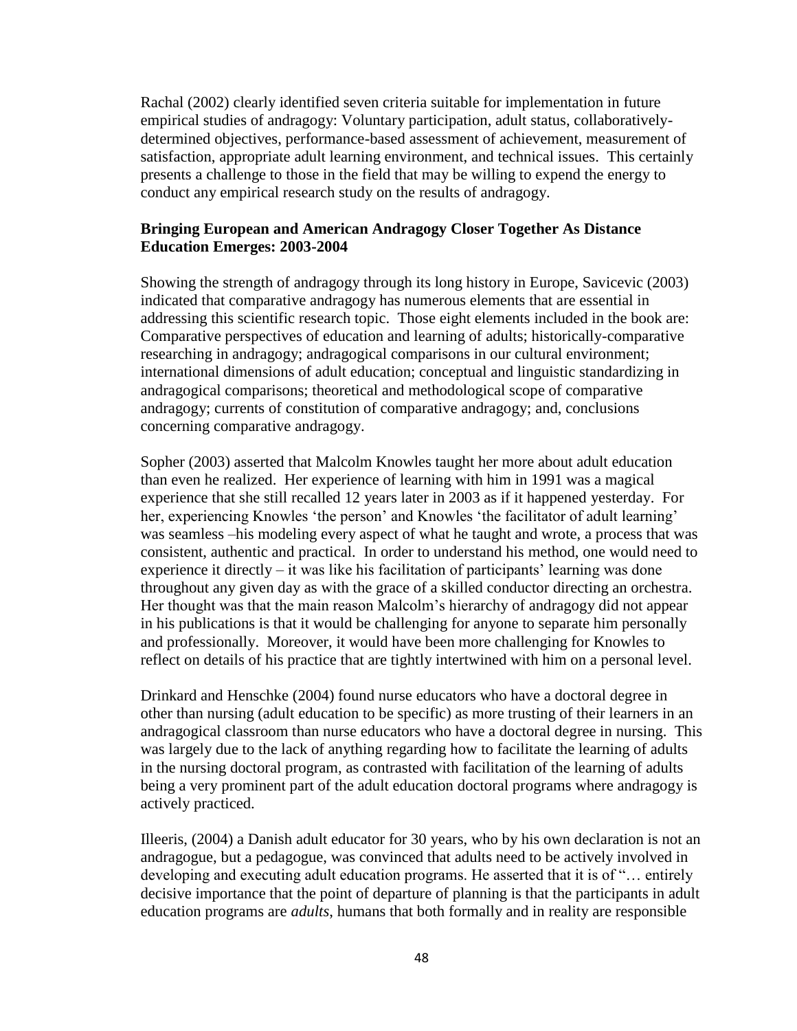Rachal (2002) clearly identified seven criteria suitable for implementation in future empirical studies of andragogy: Voluntary participation, adult status, collaboratively-determined objectives, performance-based assessment of achievement, measurement of satisfaction, appropriate adult learning environment, and technical issues. This certainly presents a challenge to those in the field that may be willing to expend the energy to conduct any empirical research study on the results of andragogy.

**Bringing European and American Andragogy Closer Together As Distance Education Emerges: 2003-2004**

Showing the strength of andragogy through its long history in Europe, Savicevic (2003) indicated that comparative andragogy has numerous elements that are essential in addressing this scientific research topic. Those eight elements included in the book are: Comparative perspectives of education and learning of adults; historically-comparative researching in andragogy; andragogical comparisons in our cultural environment; international dimensions of adult education; conceptual and linguistic standardizing in andragogical comparisons; theoretical and methodological scope of comparative andragogy; currents of constitution of comparative andragogy; and, conclusions concerning comparative andragogy.

Sopher (2003) asserted that Malcolm Knowles taught her more about adult education than even he realized. Her experience of learning with him in 1991 was a magical experience that she still recalled 12 years later in 2003 as if it happened yesterday. For her, experiencing Knowles 'the person' and Knowles 'the facilitator of adult learning' was seamless –his modeling every aspect of what he taught and wrote, a process that was consistent, authentic and practical. In order to understand his method, one would need to experience it directly – it was like his facilitation of participants' learning was done throughout any given day as with the grace of a skilled conductor directing an orchestra. Her thought was that the main reason Malcolm's hierarchy of andragogy did not appear in his publications is that it would be challenging for anyone to separate him personally and professionally. Moreover, it would have been more challenging for Knowles to reflect on details of his practice that are tightly intertwined with him on a personal level.

Drinkard and Henschke (2004) found nurse educators who have a doctoral degree in other than nursing (adult education to be specific) as more trusting of their learners in an andragogical classroom than nurse educators who have a doctoral degree in nursing. This was largely due to the lack of anything regarding how to facilitate the learning of adults in the nursing doctoral program, as contrasted with facilitation of the learning of adults being a very prominent part of the adult education doctoral programs where andragogy is actively practiced.

Illeeris, (2004) a Danish adult educator for 30 years, who by his own declaration is not an andragogue, but a pedagogue, was convinced that adults need to be actively involved in developing and executing adult education programs. He asserted that it is of "… entirely decisive importance that the point of departure of planning is that the participants in adult education programs are *adults*, humans that both formally and in reality are responsible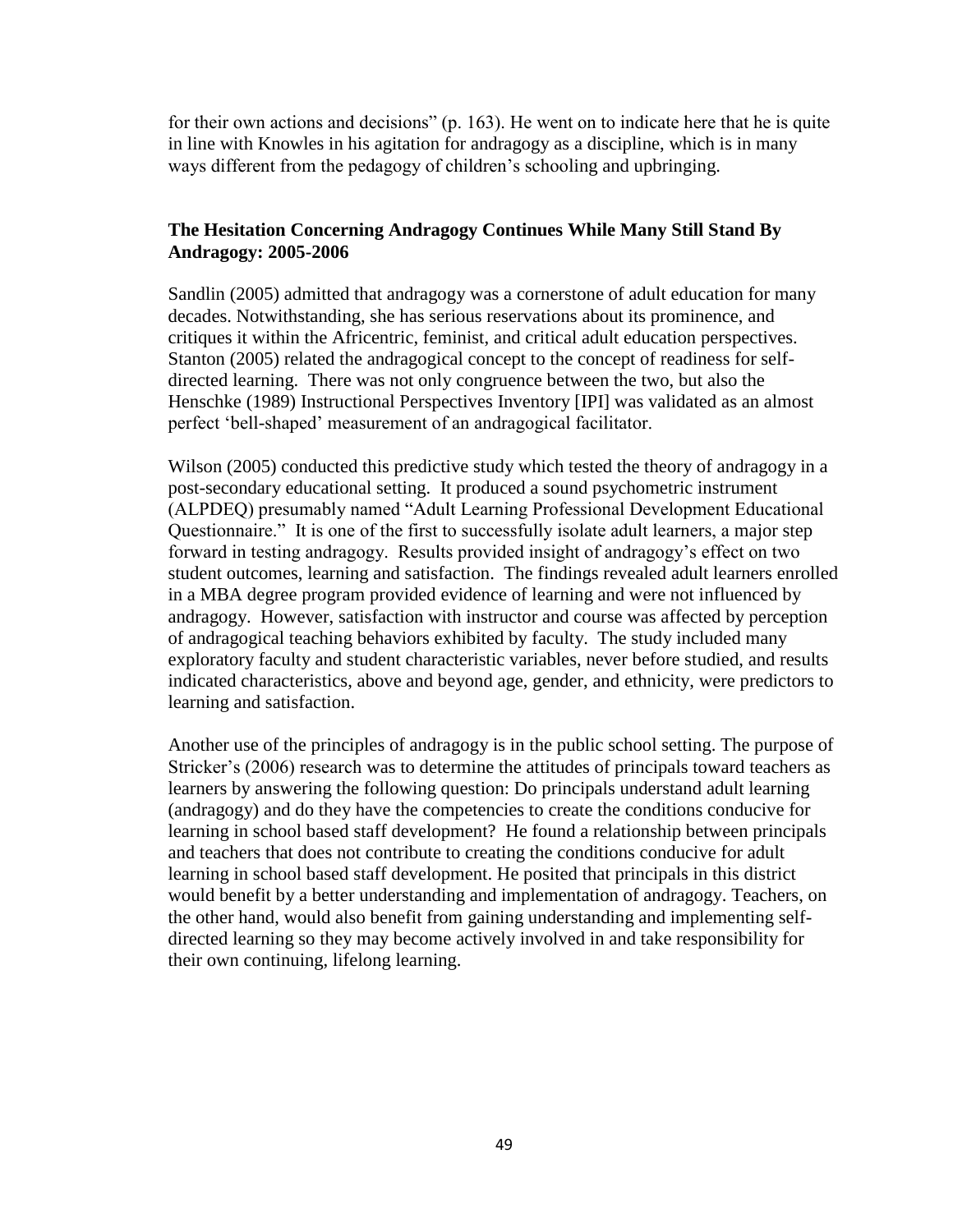for their own actions and decisions" (p. 163). He went on to indicate here that he is quite in line with Knowles in his agitation for andragogy as a discipline, which is in many ways different from the pedagogy of children's schooling and upbringing.

### The Hesitation Concerning Andragogy Continues While Many Still Stand By Andragogy: 2005-2006

Sandlin (2005) admitted that andragogy was a cornerstone of adult education for many decades. Notwithstanding, she has serious reservations about its prominence, and critiques it within the Africentric, feminist, and critical adult education perspectives. Stanton (2005) related the andragogical concept to the concept of readiness for self-directed learning. There was not only congruence between the two, but also the Henschke (1989) Instructional Perspectives Inventory [IPI] was validated as an almost perfect 'bell-shaped' measurement of an andragogical facilitator.

Wilson (2005) conducted this predictive study which tested the theory of andragogy in a post-secondary educational setting. It produced a sound psychometric instrument (ALPDEQ) presumably named "Adult Learning Professional Development Educational Questionnaire." It is one of the first to successfully isolate adult learners, a major step forward in testing andragogy. Results provided insight of andragogy's effect on two student outcomes, learning and satisfaction. The findings revealed adult learners enrolled in a MBA degree program provided evidence of learning and were not influenced by andragogy. However, satisfaction with instructor and course was affected by perception of andragogical teaching behaviors exhibited by faculty. The study included many exploratory faculty and student characteristic variables, never before studied, and results indicated characteristics, above and beyond age, gender, and ethnicity, were predictors to learning and satisfaction.

Another use of the principles of andragogy is in the public school setting. The purpose of Stricker's (2006) research was to determine the attitudes of principals toward teachers as learners by answering the following question: Do principals understand adult learning (andragogy) and do they have the competencies to create the conditions conducive for learning in school based staff development? He found a relationship between principals and teachers that does not contribute to creating the conditions conducive for adult learning in school based staff development. He posited that principals in this district would benefit by a better understanding and implementation of andragogy. Teachers, on the other hand, would also benefit from gaining understanding and implementing self-directed learning so they may become actively involved in and take responsibility for their own continuing, lifelong learning.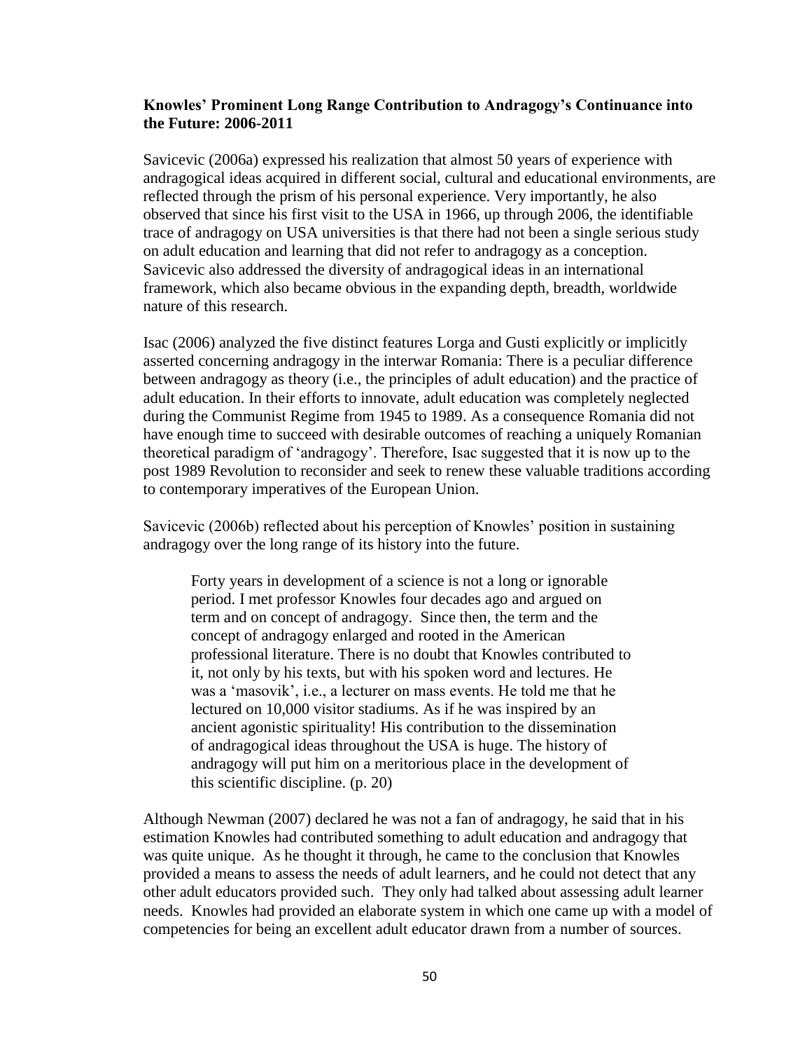### Knowles' Prominent Long Range Contribution to Andragogy's Continuance into the Future: 2006-2011

Savicevic (2006a) expressed his realization that almost 50 years of experience with andragogical ideas acquired in different social, cultural and educational environments, are reflected through the prism of his personal experience. Very importantly, he also observed that since his first visit to the USA in 1966, up through 2006, the identifiable trace of andragogy on USA universities is that there had not been a single serious study on adult education and learning that did not refer to andragogy as a conception. Savicevic also addressed the diversity of andragogical ideas in an international framework, which also became obvious in the expanding depth, breadth, worldwide nature of this research.

Isac (2006) analyzed the five distinct features Lorga and Gusti explicitly or implicitly asserted concerning andragogy in the interwar Romania: There is a peculiar difference between andragogy as theory (i.e., the principles of adult education) and the practice of adult education. In their efforts to innovate, adult education was completely neglected during the Communist Regime from 1945 to 1989. As a consequence Romania did not have enough time to succeed with desirable outcomes of reaching a uniquely Romanian theoretical paradigm of 'andragogy'. Therefore, Isac suggested that it is now up to the post 1989 Revolution to reconsider and seek to renew these valuable traditions according to contemporary imperatives of the European Union.

Savicevic (2006b) reflected about his perception of Knowles' position in sustaining andragogy over the long range of its history into the future.

> Forty years in development of a science is not a long or ignorable period. I met professor Knowles four decades ago and argued on term and on concept of andragogy. Since then, the term and the concept of andragogy enlarged and rooted in the American professional literature. There is no doubt that Knowles contributed to it, not only by his texts, but with his spoken word and lectures. He was a 'masovik', i.e., a lecturer on mass events. He told me that he lectured on 10,000 visitor stadiums. As if he was inspired by an ancient agonistic spirituality! His contribution to the dissemination of andragogical ideas throughout the USA is huge. The history of andragogy will put him on a meritorious place in the development of this scientific discipline. (p. 20)

Although Newman (2007) declared he was not a fan of andragogy, he said that in his estimation Knowles had contributed something to adult education and andragogy that was quite unique. As he thought it through, he came to the conclusion that Knowles provided a means to assess the needs of adult learners, and he could not detect that any other adult educators provided such. They only had talked about assessing adult learner needs. Knowles had provided an elaborate system in which one came up with a model of competencies for being an excellent adult educator drawn from a number of sources.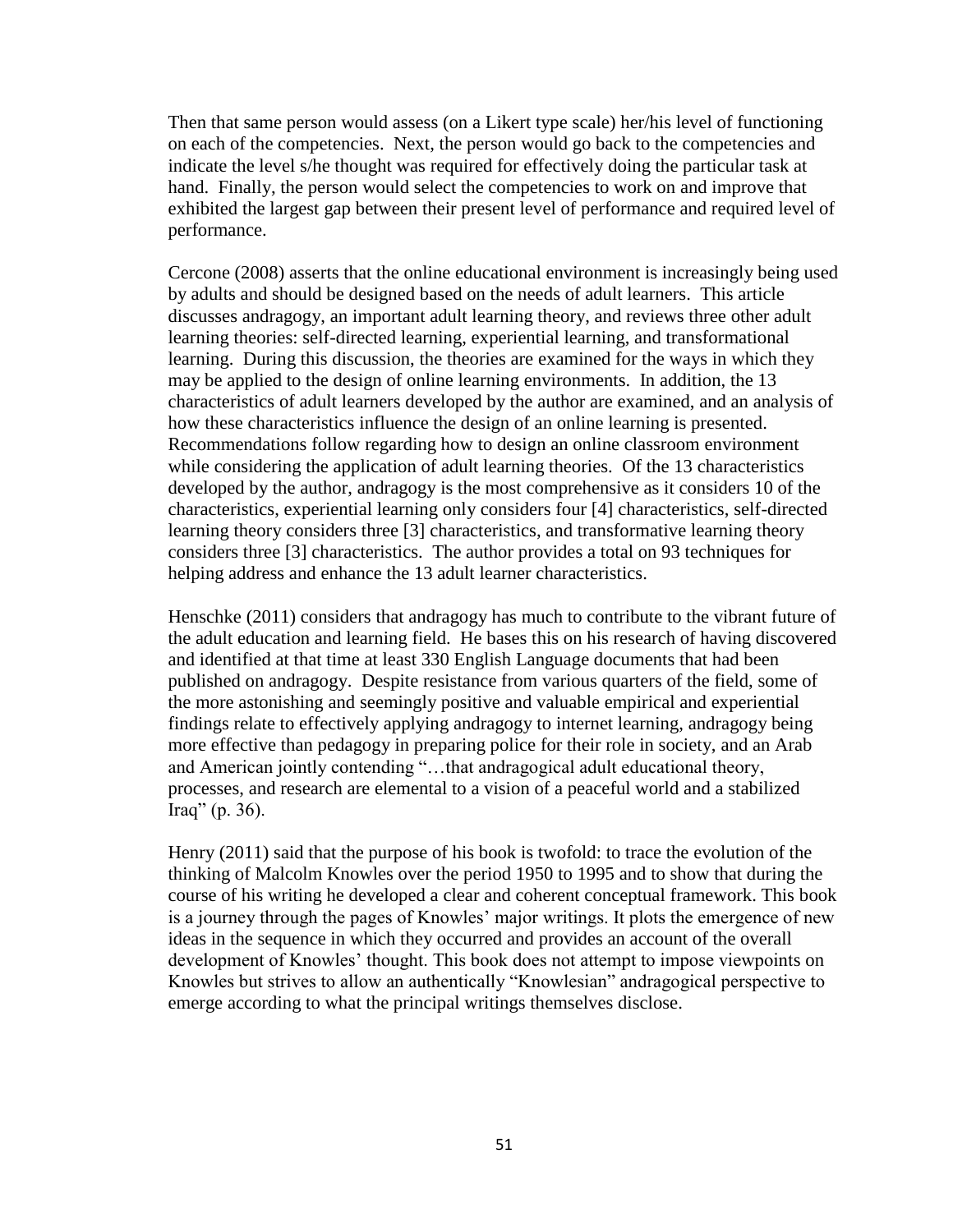Then that same person would assess (on a Likert type scale) her/his level of functioning on each of the competencies. Next, the person would go back to the competencies and indicate the level s/he thought was required for effectively doing the particular task at hand. Finally, the person would select the competencies to work on and improve that exhibited the largest gap between their present level of performance and required level of performance.

Cercone (2008) asserts that the online educational environment is increasingly being used by adults and should be designed based on the needs of adult learners. This article discusses andragogy, an important adult learning theory, and reviews three other adult learning theories: self-directed learning, experiential learning, and transformational learning. During this discussion, the theories are examined for the ways in which they may be applied to the design of online learning environments. In addition, the 13 characteristics of adult learners developed by the author are examined, and an analysis of how these characteristics influence the design of an online learning is presented. Recommendations follow regarding how to design an online classroom environment while considering the application of adult learning theories. Of the 13 characteristics developed by the author, andragogy is the most comprehensive as it considers 10 of the characteristics, experiential learning only considers four [4] characteristics, self-directed learning theory considers three [3] characteristics, and transformative learning theory considers three [3] characteristics. The author provides a total on 93 techniques for helping address and enhance the 13 adult learner characteristics.

Henschke (2011) considers that andragogy has much to contribute to the vibrant future of the adult education and learning field. He bases this on his research of having discovered and identified at that time at least 330 English Language documents that had been published on andragogy. Despite resistance from various quarters of the field, some of the more astonishing and seemingly positive and valuable empirical and experiential findings relate to effectively applying andragogy to internet learning, andragogy being more effective than pedagogy in preparing police for their role in society, and an Arab and American jointly contending "…that andragogical adult educational theory, processes, and research are elemental to a vision of a peaceful world and a stabilized Iraq" (p. 36).

Henry (2011) said that the purpose of his book is twofold: to trace the evolution of the thinking of Malcolm Knowles over the period 1950 to 1995 and to show that during the course of his writing he developed a clear and coherent conceptual framework. This book is a journey through the pages of Knowles' major writings. It plots the emergence of new ideas in the sequence in which they occurred and provides an account of the overall development of Knowles' thought. This book does not attempt to impose viewpoints on Knowles but strives to allow an authentically "Knowlesian" andragogical perspective to emerge according to what the principal writings themselves disclose.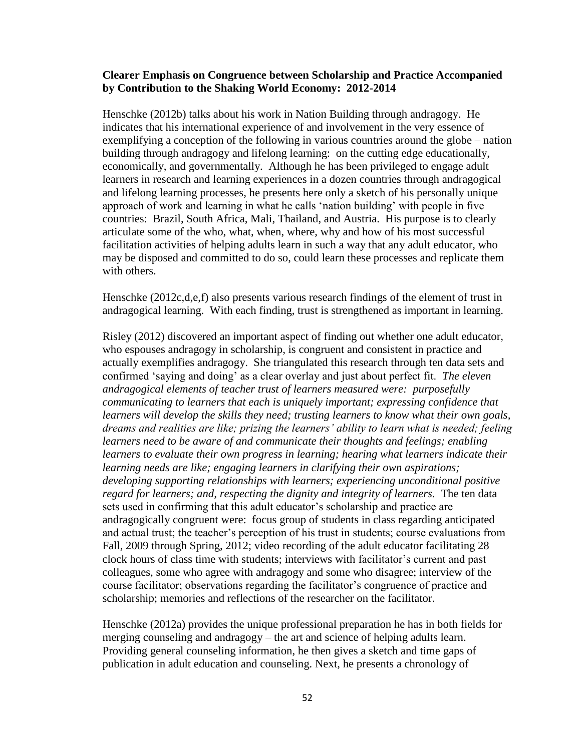**Clearer Emphasis on Congruence between Scholarship and Practice Accompanied by Contribution to the Shaking World Economy: 2012-2014**

Henschke (2012b) talks about his work in Nation Building through andragogy. He indicates that his international experience of and involvement in the very essence of exemplifying a conception of the following in various countries around the globe – nation building through andragogy and lifelong learning: on the cutting edge educationally, economically, and governmentally. Although he has been privileged to engage adult learners in research and learning experiences in a dozen countries through andragogical and lifelong learning processes, he presents here only a sketch of his personally unique approach of work and learning in what he calls 'nation building' with people in five countries: Brazil, South Africa, Mali, Thailand, and Austria. His purpose is to clearly articulate some of the who, what, when, where, why and how of his most successful facilitation activities of helping adults learn in such a way that any adult educator, who may be disposed and committed to do so, could learn these processes and replicate them with others.

Henschke (2012c,d,e,f) also presents various research findings of the element of trust in andragogical learning. With each finding, trust is strengthened as important in learning.

Risley (2012) discovered an important aspect of finding out whether one adult educator, who espouses andragogy in scholarship, is congruent and consistent in practice and actually exemplifies andragogy. She triangulated this research through ten data sets and confirmed 'saying and doing' as a clear overlay and just about perfect fit. *The eleven andragogical elements of teacher trust of learners measured were: purposefully communicating to learners that each is uniquely important; expressing confidence that learners will develop the skills they need; trusting learners to know what their own goals, dreams and realities are like; prizing the learners' ability to learn what is needed; feeling learners need to be aware of and communicate their thoughts and feelings; enabling learners to evaluate their own progress in learning; hearing what learners indicate their learning needs are like; engaging learners in clarifying their own aspirations; developing supporting relationships with learners; experiencing unconditional positive regard for learners; and, respecting the dignity and integrity of learners.* The ten data sets used in confirming that this adult educator's scholarship and practice are andragogically congruent were: focus group of students in class regarding anticipated and actual trust; the teacher's perception of his trust in students; course evaluations from Fall, 2009 through Spring, 2012; video recording of the adult educator facilitating 28 clock hours of class time with students; interviews with facilitator's current and past colleagues, some who agree with andragogy and some who disagree; interview of the course facilitator; observations regarding the facilitator's congruence of practice and scholarship; memories and reflections of the researcher on the facilitator.

Henschke (2012a) provides the unique professional preparation he has in both fields for merging counseling and andragogy – the art and science of helping adults learn. Providing general counseling information, he then gives a sketch and time gaps of publication in adult education and counseling. Next, he presents a chronology of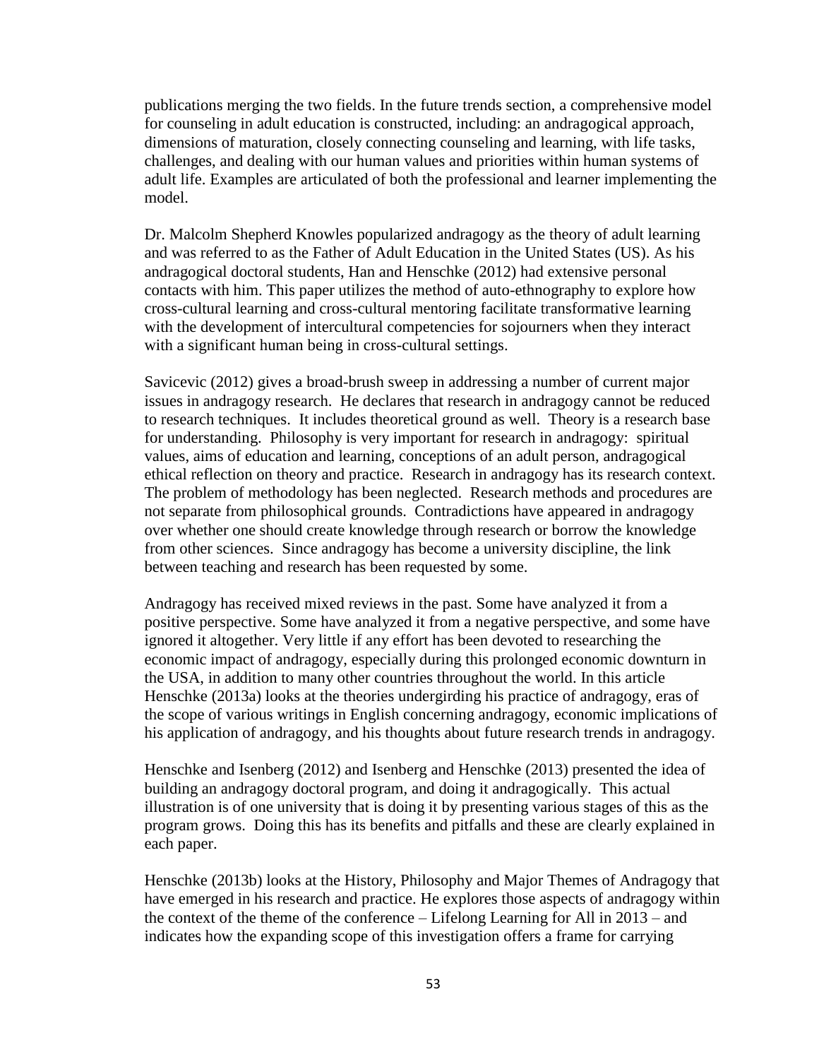publications merging the two fields. In the future trends section, a comprehensive model for counseling in adult education is constructed, including: an andragogical approach, dimensions of maturation, closely connecting counseling and learning, with life tasks, challenges, and dealing with our human values and priorities within human systems of adult life. Examples are articulated of both the professional and learner implementing the model.

Dr. Malcolm Shepherd Knowles popularized andragogy as the theory of adult learning and was referred to as the Father of Adult Education in the United States (US). As his andragogical doctoral students, Han and Henschke (2012) had extensive personal contacts with him. This paper utilizes the method of auto-ethnography to explore how cross-cultural learning and cross-cultural mentoring facilitate transformative learning with the development of intercultural competencies for sojourners when they interact with a significant human being in cross-cultural settings.

Savicevic (2012) gives a broad-brush sweep in addressing a number of current major issues in andragogy research. He declares that research in andragogy cannot be reduced to research techniques. It includes theoretical ground as well. Theory is a research base for understanding. Philosophy is very important for research in andragogy: spiritual values, aims of education and learning, conceptions of an adult person, andragogical ethical reflection on theory and practice. Research in andragogy has its research context. The problem of methodology has been neglected. Research methods and procedures are not separate from philosophical grounds. Contradictions have appeared in andragogy over whether one should create knowledge through research or borrow the knowledge from other sciences. Since andragogy has become a university discipline, the link between teaching and research has been requested by some.

Andragogy has received mixed reviews in the past. Some have analyzed it from a positive perspective. Some have analyzed it from a negative perspective, and some have ignored it altogether. Very little if any effort has been devoted to researching the economic impact of andragogy, especially during this prolonged economic downturn in the USA, in addition to many other countries throughout the world. In this article Henschke (2013a) looks at the theories undergirding his practice of andragogy, eras of the scope of various writings in English concerning andragogy, economic implications of his application of andragogy, and his thoughts about future research trends in andragogy.

Henschke and Isenberg (2012) and Isenberg and Henschke (2013) presented the idea of building an andragogy doctoral program, and doing it andragogically. This actual illustration is of one university that is doing it by presenting various stages of this as the program grows. Doing this has its benefits and pitfalls and these are clearly explained in each paper.

Henschke (2013b) looks at the History, Philosophy and Major Themes of Andragogy that have emerged in his research and practice. He explores those aspects of andragogy within the context of the theme of the conference – Lifelong Learning for All in 2013 – and indicates how the expanding scope of this investigation offers a frame for carrying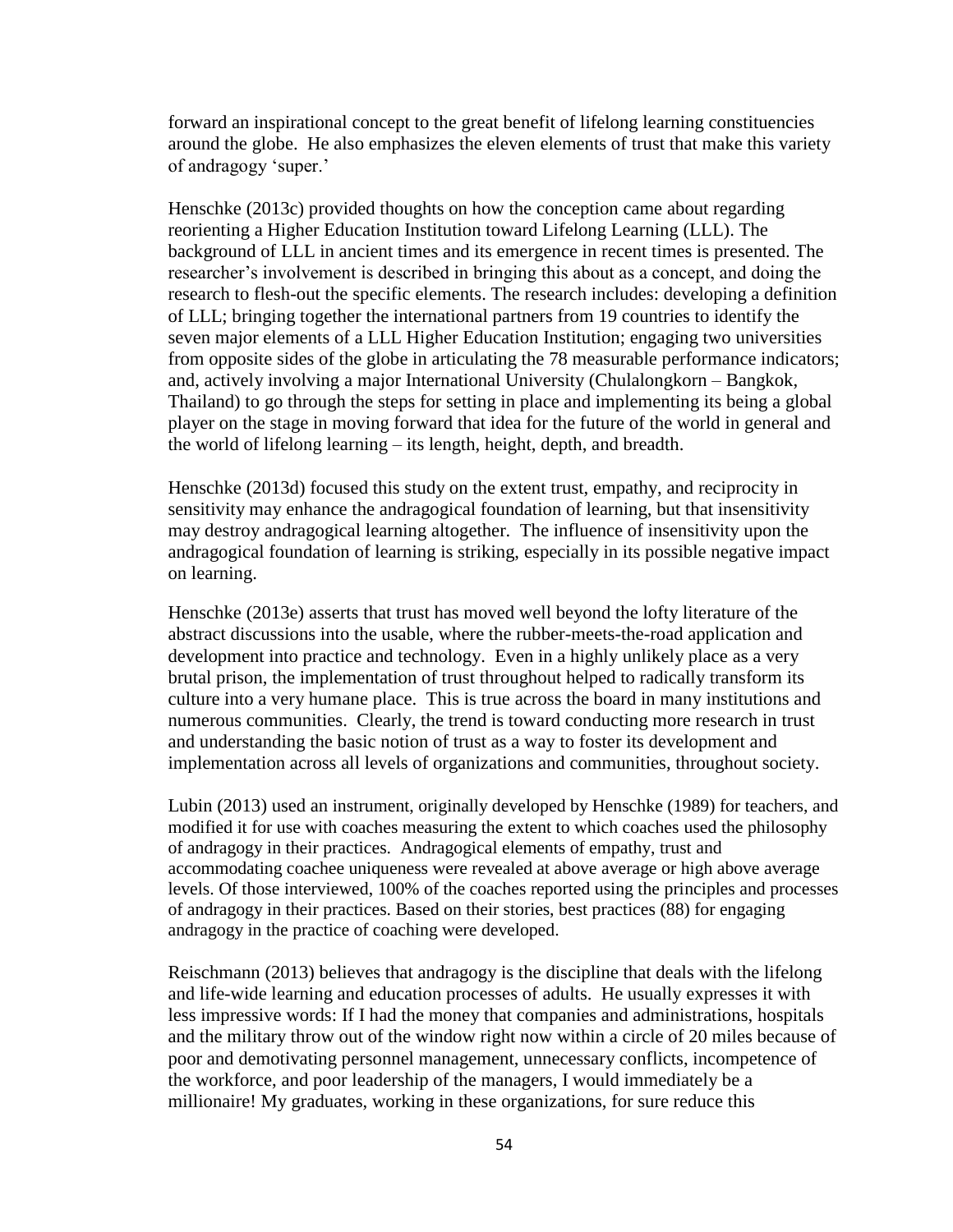forward an inspirational concept to the great benefit of lifelong learning constituencies around the globe. He also emphasizes the eleven elements of trust that make this variety of andragogy 'super.'

Henschke (2013c) provided thoughts on how the conception came about regarding reorienting a Higher Education Institution toward Lifelong Learning (LLL). The background of LLL in ancient times and its emergence in recent times is presented. The researcher's involvement is described in bringing this about as a concept, and doing the research to flesh-out the specific elements. The research includes: developing a definition of LLL; bringing together the international partners from 19 countries to identify the seven major elements of a LLL Higher Education Institution; engaging two universities from opposite sides of the globe in articulating the 78 measurable performance indicators; and, actively involving a major International University (Chulalongkorn – Bangkok, Thailand) to go through the steps for setting in place and implementing its being a global player on the stage in moving forward that idea for the future of the world in general and the world of lifelong learning – its length, height, depth, and breadth.

Henschke (2013d) focused this study on the extent trust, empathy, and reciprocity in sensitivity may enhance the andragogical foundation of learning, but that insensitivity may destroy andragogical learning altogether. The influence of insensitivity upon the andragogical foundation of learning is striking, especially in its possible negative impact on learning.

Henschke (2013e) asserts that trust has moved well beyond the lofty literature of the abstract discussions into the usable, where the rubber-meets-the-road application and development into practice and technology. Even in a highly unlikely place as a very brutal prison, the implementation of trust throughout helped to radically transform its culture into a very humane place. This is true across the board in many institutions and numerous communities. Clearly, the trend is toward conducting more research in trust and understanding the basic notion of trust as a way to foster its development and implementation across all levels of organizations and communities, throughout society.

Lubin (2013) used an instrument, originally developed by Henschke (1989) for teachers, and modified it for use with coaches measuring the extent to which coaches used the philosophy of andragogy in their practices. Andragogical elements of empathy, trust and accommodating coachee uniqueness were revealed at above average or high above average levels. Of those interviewed, 100% of the coaches reported using the principles and processes of andragogy in their practices. Based on their stories, best practices (88) for engaging andragogy in the practice of coaching were developed.

Reischmann (2013) believes that andragogy is the discipline that deals with the lifelong and life-wide learning and education processes of adults. He usually expresses it with less impressive words: If I had the money that companies and administrations, hospitals and the military throw out of the window right now within a circle of 20 miles because of poor and demotivating personnel management, unnecessary conflicts, incompetence of the workforce, and poor leadership of the managers, I would immediately be a millionaire! My graduates, working in these organizations, for sure reduce this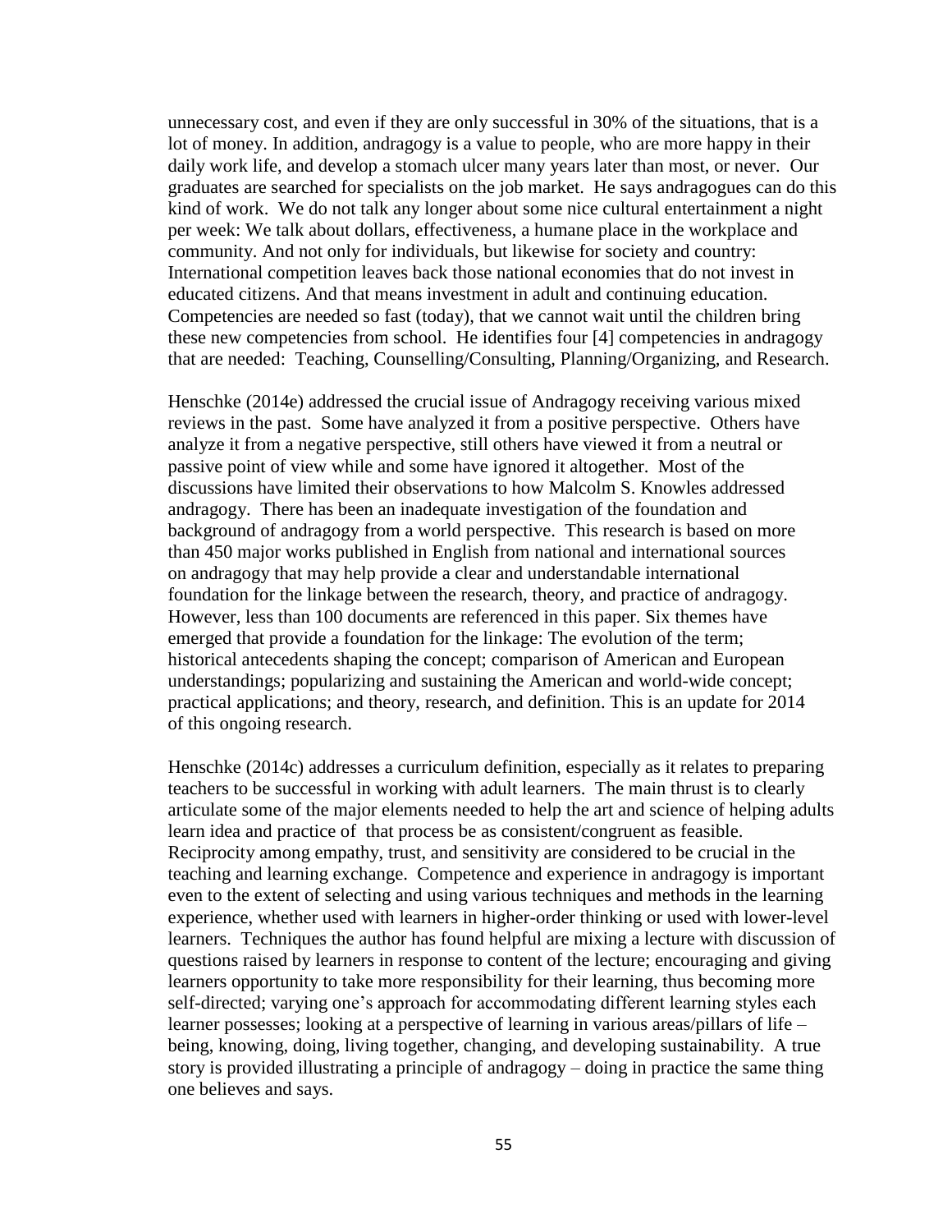unnecessary cost, and even if they are only successful in 30% of the situations, that is a lot of money. In addition, andragogy is a value to people, who are more happy in their daily work life, and develop a stomach ulcer many years later than most, or never. Our graduates are searched for specialists on the job market. He says andragogues can do this kind of work. We do not talk any longer about some nice cultural entertainment a night per week: We talk about dollars, effectiveness, a humane place in the workplace and community. And not only for individuals, but likewise for society and country: International competition leaves back those national economies that do not invest in educated citizens. And that means investment in adult and continuing education. Competencies are needed so fast (today), that we cannot wait until the children bring these new competencies from school. He identifies four [4] competencies in andragogy that are needed: Teaching, Counselling/Consulting, Planning/Organizing, and Research.

Henschke (2014e) addressed the crucial issue of Andragogy receiving various mixed reviews in the past. Some have analyzed it from a positive perspective. Others have analyze it from a negative perspective, still others have viewed it from a neutral or passive point of view while and some have ignored it altogether. Most of the discussions have limited their observations to how Malcolm S. Knowles addressed andragogy. There has been an inadequate investigation of the foundation and background of andragogy from a world perspective. This research is based on more than 450 major works published in English from national and international sources on andragogy that may help provide a clear and understandable international foundation for the linkage between the research, theory, and practice of andragogy. However, less than 100 documents are referenced in this paper. Six themes have emerged that provide a foundation for the linkage: The evolution of the term; historical antecedents shaping the concept; comparison of American and European understandings; popularizing and sustaining the American and world-wide concept; practical applications; and theory, research, and definition. This is an update for 2014 of this ongoing research.

Henschke (2014c) addresses a curriculum definition, especially as it relates to preparing teachers to be successful in working with adult learners. The main thrust is to clearly articulate some of the major elements needed to help the art and science of helping adults learn idea and practice of that process be as consistent/congruent as feasible. Reciprocity among empathy, trust, and sensitivity are considered to be crucial in the teaching and learning exchange. Competence and experience in andragogy is important even to the extent of selecting and using various techniques and methods in the learning experience, whether used with learners in higher-order thinking or used with lower-level learners. Techniques the author has found helpful are mixing a lecture with discussion of questions raised by learners in response to content of the lecture; encouraging and giving learners opportunity to take more responsibility for their learning, thus becoming more self-directed; varying one's approach for accommodating different learning styles each learner possesses; looking at a perspective of learning in various areas/pillars of life – being, knowing, doing, living together, changing, and developing sustainability. A true story is provided illustrating a principle of andragogy – doing in practice the same thing one believes and says.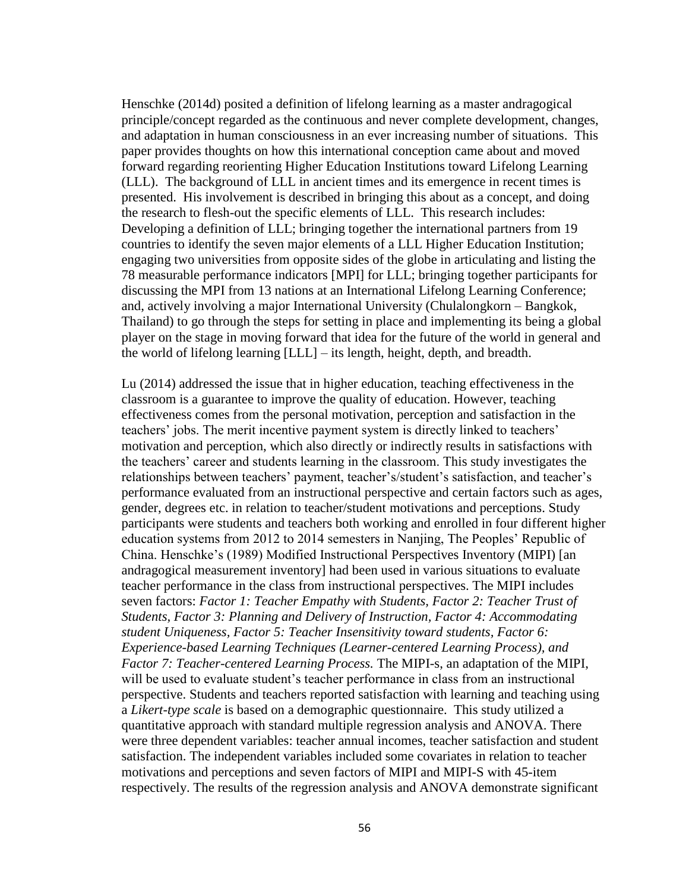Henschke (2014d) posited a definition of lifelong learning as a master andragogical principle/concept regarded as the continuous and never complete development, changes, and adaptation in human consciousness in an ever increasing number of situations. This paper provides thoughts on how this international conception came about and moved forward regarding reorienting Higher Education Institutions toward Lifelong Learning (LLL). The background of LLL in ancient times and its emergence in recent times is presented. His involvement is described in bringing this about as a concept, and doing the research to flesh-out the specific elements of LLL. This research includes: Developing a definition of LLL; bringing together the international partners from 19 countries to identify the seven major elements of a LLL Higher Education Institution; engaging two universities from opposite sides of the globe in articulating and listing the 78 measurable performance indicators [MPI] for LLL; bringing together participants for discussing the MPI from 13 nations at an International Lifelong Learning Conference; and, actively involving a major International University (Chulalongkorn – Bangkok, Thailand) to go through the steps for setting in place and implementing its being a global player on the stage in moving forward that idea for the future of the world in general and the world of lifelong learning [LLL] – its length, height, depth, and breadth.

Lu (2014) addressed the issue that in higher education, teaching effectiveness in the classroom is a guarantee to improve the quality of education. However, teaching effectiveness comes from the personal motivation, perception and satisfaction in the teachers' jobs. The merit incentive payment system is directly linked to teachers' motivation and perception, which also directly or indirectly results in satisfactions with the teachers' career and students learning in the classroom. This study investigates the relationships between teachers' payment, teacher's/student's satisfaction, and teacher's performance evaluated from an instructional perspective and certain factors such as ages, gender, degrees etc. in relation to teacher/student motivations and perceptions. Study participants were students and teachers both working and enrolled in four different higher education systems from 2012 to 2014 semesters in Nanjing, The Peoples' Republic of China. Henschke's (1989) Modified Instructional Perspectives Inventory (MIPI) [an andragogical measurement inventory] had been used in various situations to evaluate teacher performance in the class from instructional perspectives. The MIPI includes seven factors: *Factor 1: Teacher Empathy with Students, Factor 2: Teacher Trust of Students, Factor 3: Planning and Delivery of Instruction, Factor 4: Accommodating student Uniqueness, Factor 5: Teacher Insensitivity toward students, Factor 6: Experience-based Learning Techniques (Learner-centered Learning Process), and Factor 7: Teacher-centered Learning Process.* The MIPI-s, an adaptation of the MIPI, will be used to evaluate student's teacher performance in class from an instructional perspective. Students and teachers reported satisfaction with learning and teaching using a *Likert-type scale* is based on a demographic questionnaire. This study utilized a quantitative approach with standard multiple regression analysis and ANOVA. There were three dependent variables: teacher annual incomes, teacher satisfaction and student satisfaction. The independent variables included some covariates in relation to teacher motivations and perceptions and seven factors of MIPI and MIPI-S with 45-item respectively. The results of the regression analysis and ANOVA demonstrate significant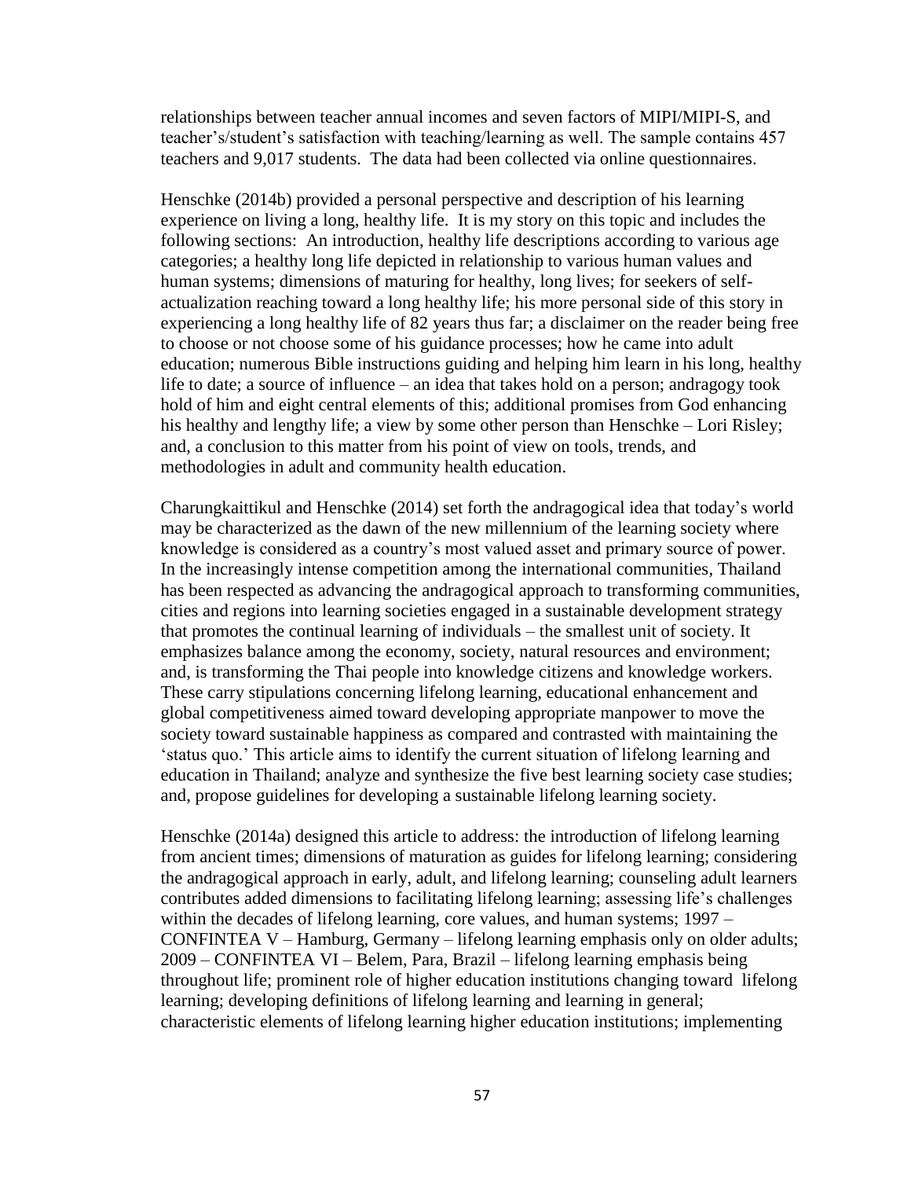relationships between teacher annual incomes and seven factors of MIPI/MIPI-S, and teacher's/student's satisfaction with teaching/learning as well. The sample contains 457 teachers and 9,017 students. The data had been collected via online questionnaires.

Henschke (2014b) provided a personal perspective and description of his learning experience on living a long, healthy life. It is my story on this topic and includes the following sections: An introduction, healthy life descriptions according to various age categories; a healthy long life depicted in relationship to various human values and human systems; dimensions of maturing for healthy, long lives; for seekers of self-actualization reaching toward a long healthy life; his more personal side of this story in experiencing a long healthy life of 82 years thus far; a disclaimer on the reader being free to choose or not choose some of his guidance processes; how he came into adult education; numerous Bible instructions guiding and helping him learn in his long, healthy life to date; a source of influence – an idea that takes hold on a person; andragogy took hold of him and eight central elements of this; additional promises from God enhancing his healthy and lengthy life; a view by some other person than Henschke – Lori Risley; and, a conclusion to this matter from his point of view on tools, trends, and methodologies in adult and community health education.

Charungkaittikul and Henschke (2014) set forth the andragogical idea that today's world may be characterized as the dawn of the new millennium of the learning society where knowledge is considered as a country's most valued asset and primary source of power. In the increasingly intense competition among the international communities, Thailand has been respected as advancing the andragogical approach to transforming communities, cities and regions into learning societies engaged in a sustainable development strategy that promotes the continual learning of individuals – the smallest unit of society. It emphasizes balance among the economy, society, natural resources and environment; and, is transforming the Thai people into knowledge citizens and knowledge workers. These carry stipulations concerning lifelong learning, educational enhancement and global competitiveness aimed toward developing appropriate manpower to move the society toward sustainable happiness as compared and contrasted with maintaining the 'status quo.' This article aims to identify the current situation of lifelong learning and education in Thailand; analyze and synthesize the five best learning society case studies; and, propose guidelines for developing a sustainable lifelong learning society.

Henschke (2014a) designed this article to address: the introduction of lifelong learning from ancient times; dimensions of maturation as guides for lifelong learning; considering the andragogical approach in early, adult, and lifelong learning; counseling adult learners contributes added dimensions to facilitating lifelong learning; assessing life's challenges within the decades of lifelong learning, core values, and human systems; 1997 – CONFINTEA V – Hamburg, Germany – lifelong learning emphasis only on older adults; 2009 – CONFINTEA VI – Belem, Para, Brazil – lifelong learning emphasis being throughout life; prominent role of higher education institutions changing toward lifelong learning; developing definitions of lifelong learning and learning in general; characteristic elements of lifelong learning higher education institutions; implementing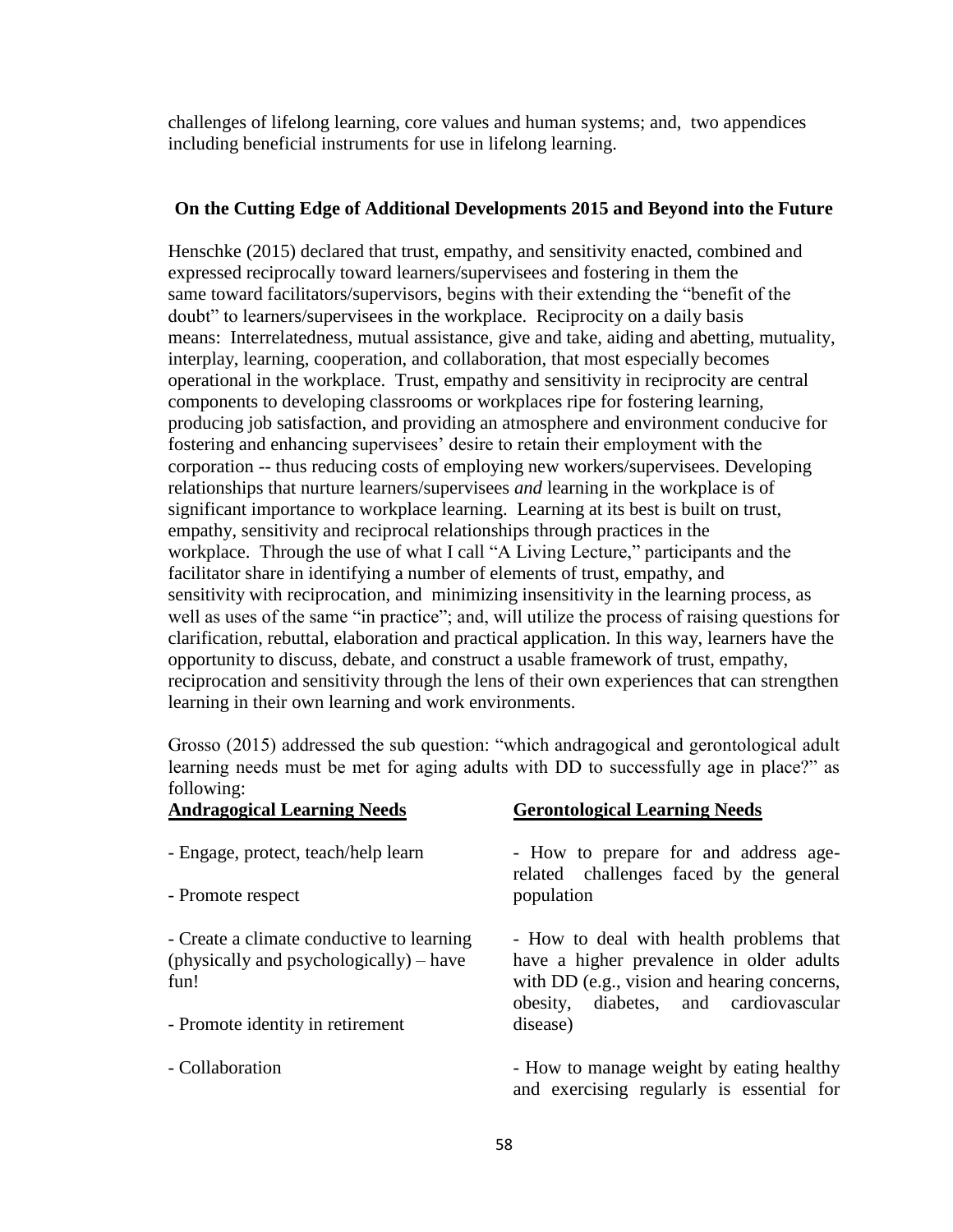challenges of lifelong learning, core values and human systems; and, two appendices including beneficial instruments for use in lifelong learning.

**On the Cutting Edge of Additional Developments 2015 and Beyond into the Future**

Henschke (2015) declared that trust, empathy, and sensitivity enacted, combined and expressed reciprocally toward learners/supervisees and fostering in them the same toward facilitators/supervisors, begins with their extending the "benefit of the doubt" to learners/supervisees in the workplace. Reciprocity on a daily basis means: Interrelatedness, mutual assistance, give and take, aiding and abetting, mutuality, interplay, learning, cooperation, and collaboration, that most especially becomes operational in the workplace. Trust, empathy and sensitivity in reciprocity are central components to developing classrooms or workplaces ripe for fostering learning, producing job satisfaction, and providing an atmosphere and environment conducive for fostering and enhancing supervisees' desire to retain their employment with the corporation -- thus reducing costs of employing new workers/supervisees. Developing relationships that nurture learners/supervisees *and* learning in the workplace is of significant importance to workplace learning. Learning at its best is built on trust, empathy, sensitivity and reciprocal relationships through practices in the workplace. Through the use of what I call "A Living Lecture," participants and the facilitator share in identifying a number of elements of trust, empathy, and sensitivity with reciprocation, and minimizing insensitivity in the learning process, as well as uses of the same "in practice"; and, will utilize the process of raising questions for clarification, rebuttal, elaboration and practical application. In this way, learners have the opportunity to discuss, debate, and construct a usable framework of trust, empathy, reciprocation and sensitivity through the lens of their own experiences that can strengthen learning in their own learning and work environments.

Grosso (2015) addressed the sub question: "which andragogical and gerontological adult learning needs must be met for aging adults with DD to successfully age in place?" as following:

| **Andragogical Learning Needs** | **Gerontological Learning Needs** |
|---|---|
| - Engage, protect, teach/help learn<br>- Promote respect | - How to prepare for and address age-related challenges faced by the general population |
| - Create a climate conductive to learning (physically and psychologically) – have fun!<br>- Promote identity in retirement | - How to deal with health problems that have a higher prevalence in older adults with DD (e.g., vision and hearing concerns, obesity, diabetes, and cardiovascular disease) |
| - Collaboration | - How to manage weight by eating healthy and exercising regularly is essential for |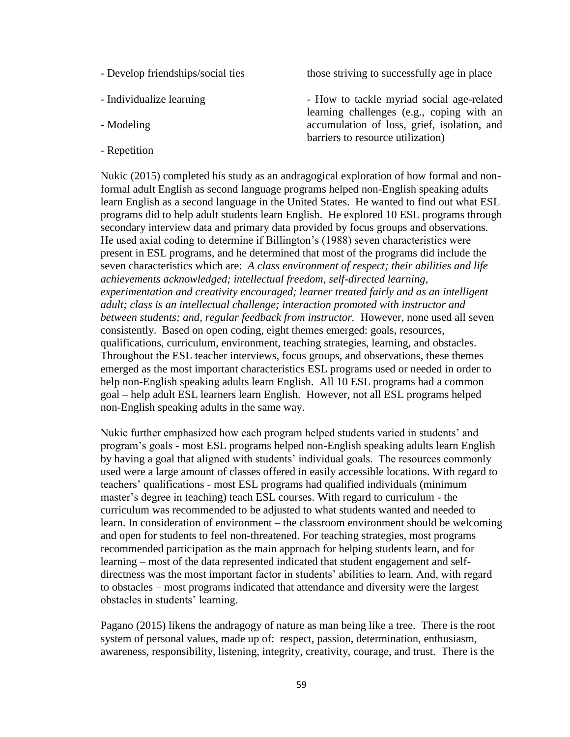| | |
|---|---|
| - Develop friendships/social ties | those striving to successfully age in place |
| - Individualize learning | - How to tackle myriad social age-related learning challenges (e.g., coping with an accumulation of loss, grief, isolation, and barriers to resource utilization) |
| - Modeling | |
| - Repetition | |

Nukic (2015) completed his study as an andragogical exploration of how formal and non-formal adult English as second language programs helped non-English speaking adults learn English as a second language in the United States. He wanted to find out what ESL programs did to help adult students learn English. He explored 10 ESL programs through secondary interview data and primary data provided by focus groups and observations. He used axial coding to determine if Billington's (1988) seven characteristics were present in ESL programs, and he determined that most of the programs did include the seven characteristics which are: *A class environment of respect; their abilities and life achievements acknowledged; intellectual freedom, self-directed learning, experimentation and creativity encouraged; learner treated fairly and as an intelligent adult; class is an intellectual challenge; interaction promoted with instructor and between students; and, regular feedback from instructor.* However, none used all seven consistently. Based on open coding, eight themes emerged: goals, resources, qualifications, curriculum, environment, teaching strategies, learning, and obstacles. Throughout the ESL teacher interviews, focus groups, and observations, these themes emerged as the most important characteristics ESL programs used or needed in order to help non-English speaking adults learn English. All 10 ESL programs had a common goal – help adult ESL learners learn English. However, not all ESL programs helped non-English speaking adults in the same way.

Nukic further emphasized how each program helped students varied in students' and program's goals - most ESL programs helped non-English speaking adults learn English by having a goal that aligned with students' individual goals. The resources commonly used were a large amount of classes offered in easily accessible locations. With regard to teachers' qualifications - most ESL programs had qualified individuals (minimum master's degree in teaching) teach ESL courses. With regard to curriculum - the curriculum was recommended to be adjusted to what students wanted and needed to learn. In consideration of environment – the classroom environment should be welcoming and open for students to feel non-threatened. For teaching strategies, most programs recommended participation as the main approach for helping students learn, and for learning – most of the data represented indicated that student engagement and self-directness was the most important factor in students' abilities to learn. And, with regard to obstacles – most programs indicated that attendance and diversity were the largest obstacles in students' learning.

Pagano (2015) likens the andragogy of nature as man being like a tree. There is the root system of personal values, made up of: respect, passion, determination, enthusiasm, awareness, responsibility, listening, integrity, creativity, courage, and trust. There is the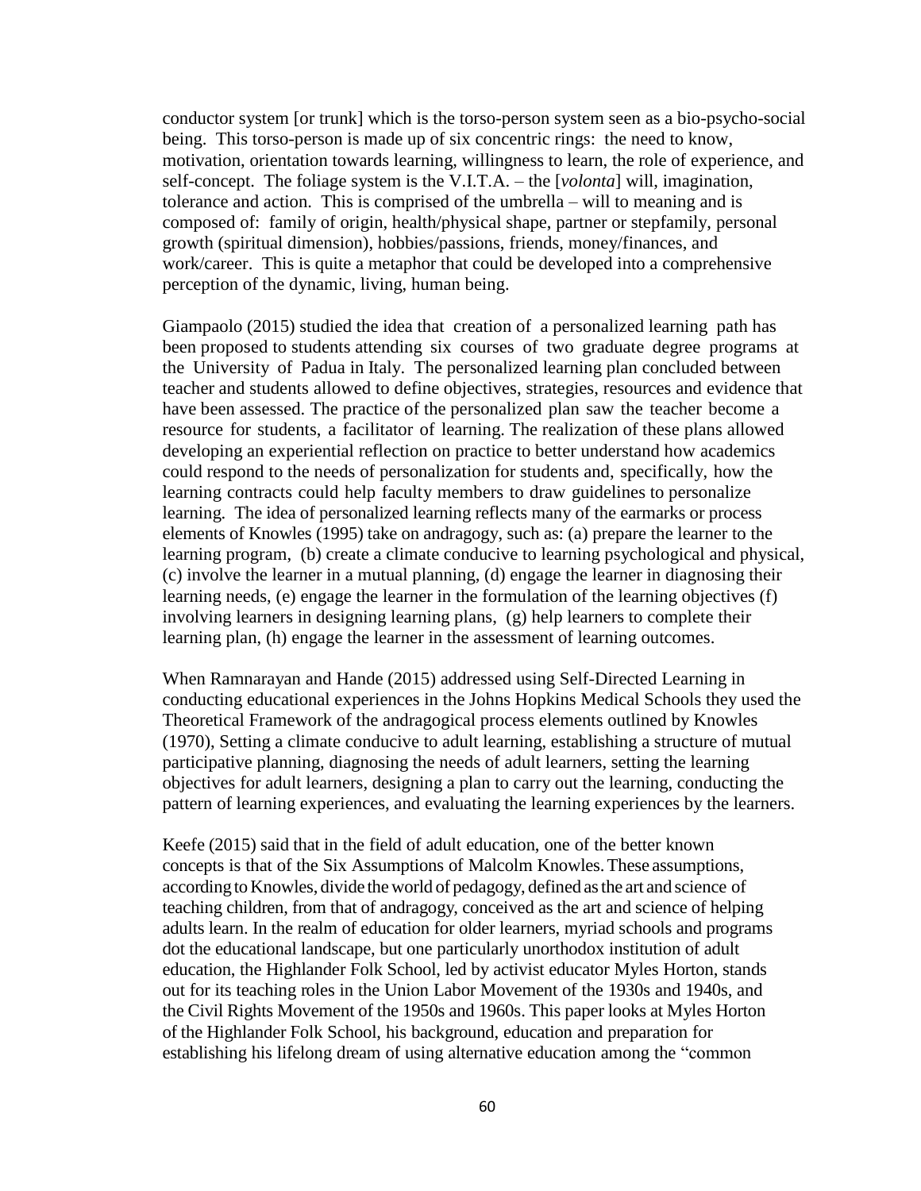conductor system [or trunk] which is the torso-person system seen as a bio-psycho-social being. This torso-person is made up of six concentric rings: the need to know, motivation, orientation towards learning, willingness to learn, the role of experience, and self-concept. The foliage system is the V.I.T.A. – the [*volonta*] will, imagination, tolerance and action. This is comprised of the umbrella – will to meaning and is composed of: family of origin, health/physical shape, partner or stepfamily, personal growth (spiritual dimension), hobbies/passions, friends, money/finances, and work/career. This is quite a metaphor that could be developed into a comprehensive perception of the dynamic, living, human being.

Giampaolo (2015) studied the idea that creation of a personalized learning path has been proposed to students attending six courses of two graduate degree programs at the University of Padua in Italy. The personalized learning plan concluded between teacher and students allowed to define objectives, strategies, resources and evidence that have been assessed. The practice of the personalized plan saw the teacher become a resource for students, a facilitator of learning. The realization of these plans allowed developing an experiential reflection on practice to better understand how academics could respond to the needs of personalization for students and, specifically, how the learning contracts could help faculty members to draw guidelines to personalize learning. The idea of personalized learning reflects many of the earmarks or process elements of Knowles (1995) take on andragogy, such as: (a) prepare the learner to the learning program, (b) create a climate conducive to learning psychological and physical, (c) involve the learner in a mutual planning, (d) engage the learner in diagnosing their learning needs, (e) engage the learner in the formulation of the learning objectives (f) involving learners in designing learning plans, (g) help learners to complete their learning plan, (h) engage the learner in the assessment of learning outcomes.

When Ramnarayan and Hande (2015) addressed using Self-Directed Learning in conducting educational experiences in the Johns Hopkins Medical Schools they used the Theoretical Framework of the andragogical process elements outlined by Knowles (1970), Setting a climate conducive to adult learning, establishing a structure of mutual participative planning, diagnosing the needs of adult learners, setting the learning objectives for adult learners, designing a plan to carry out the learning, conducting the pattern of learning experiences, and evaluating the learning experiences by the learners.

Keefe (2015) said that in the field of adult education, one of the better known concepts is that of the Six Assumptions of Malcolm Knowles. These assumptions, according to Knowles, divide the world of pedagogy, defined as the art and science of teaching children, from that of andragogy, conceived as the art and science of helping adults learn. In the realm of education for older learners, myriad schools and programs dot the educational landscape, but one particularly unorthodox institution of adult education, the Highlander Folk School, led by activist educator Myles Horton, stands out for its teaching roles in the Union Labor Movement of the 1930s and 1940s, and the Civil Rights Movement of the 1950s and 1960s. This paper looks at Myles Horton of the Highlander Folk School, his background, education and preparation for establishing his lifelong dream of using alternative education among the "common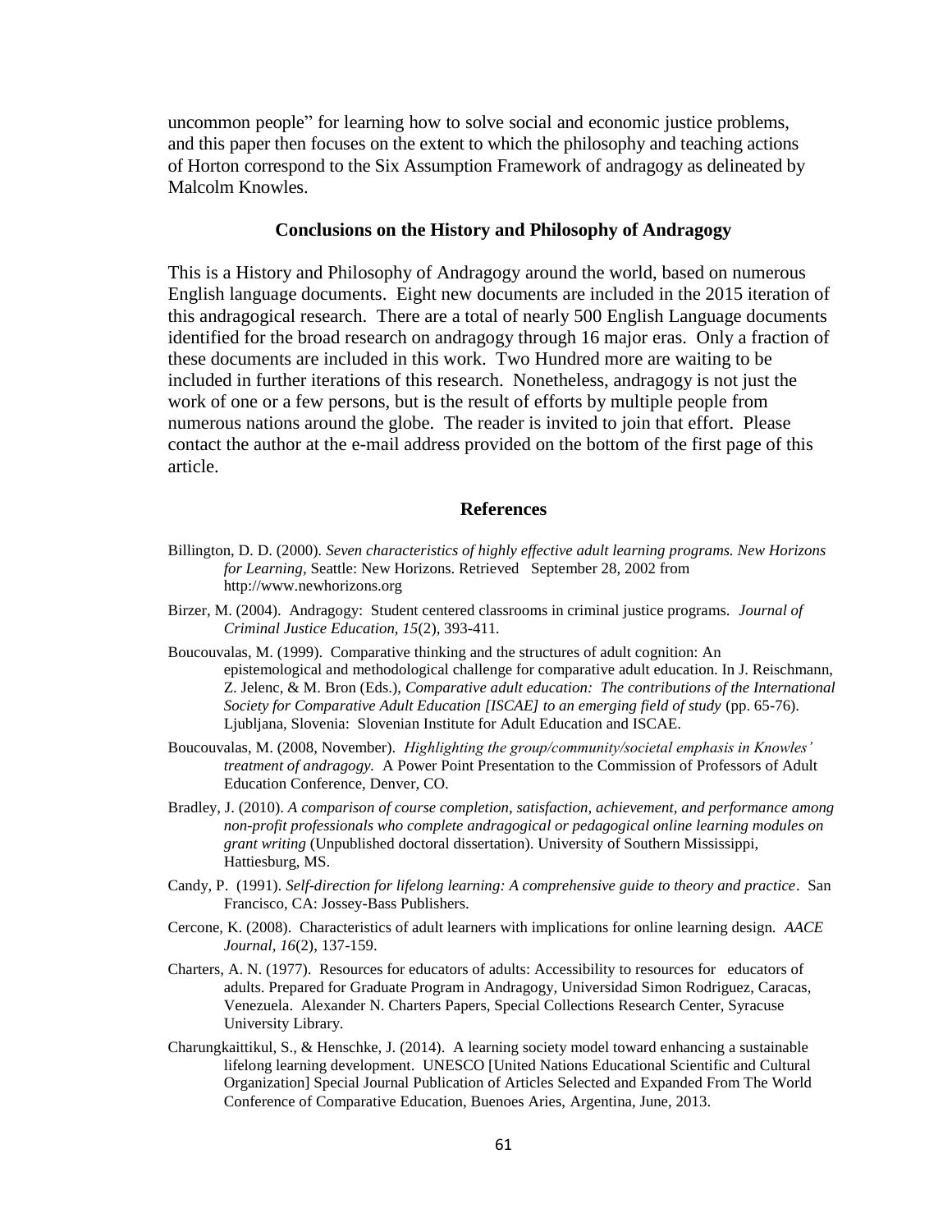uncommon people" for learning how to solve social and economic justice problems, and this paper then focuses on the extent to which the philosophy and teaching actions of Horton correspond to the Six Assumption Framework of andragogy as delineated by Malcolm Knowles.

## Conclusions on the History and Philosophy of Andragogy

This is a History and Philosophy of Andragogy around the world, based on numerous English language documents. Eight new documents are included in the 2015 iteration of this andragogical research. There are a total of nearly 500 English Language documents identified for the broad research on andragogy through 16 major eras. Only a fraction of these documents are included in this work. Two Hundred more are waiting to be included in further iterations of this research. Nonetheless, andragogy is not just the work of one or a few persons, but is the result of efforts by multiple people from numerous nations around the globe. The reader is invited to join that effort. Please contact the author at the e-mail address provided on the bottom of the first page of this article.

## References

Billington, D. D. (2000). *Seven characteristics of highly effective adult learning programs. New Horizons for Learning,* Seattle: New Horizons. Retrieved September 28, 2002 from http://www.newhorizons.org

Birzer, M. (2004). Andragogy: Student centered classrooms in criminal justice programs. *Journal of Criminal Justice Education, 15*(2), 393-411.

Boucouvalas, M. (1999). Comparative thinking and the structures of adult cognition: An epistemological and methodological challenge for comparative adult education. In J. Reischmann, Z. Jelenc, & M. Bron (Eds.), *Comparative adult education: The contributions of the International Society for Comparative Adult Education [ISCAE] to an emerging field of study* (pp. 65-76). Ljubljana, Slovenia: Slovenian Institute for Adult Education and ISCAE.

Boucouvalas, M. (2008, November). *Highlighting the group/community/societal emphasis in Knowles' treatment of andragogy.* A Power Point Presentation to the Commission of Professors of Adult Education Conference, Denver, CO.

Bradley, J. (2010). *A comparison of course completion, satisfaction, achievement, and performance among non-profit professionals who complete andragogical or pedagogical online learning modules on grant writing* (Unpublished doctoral dissertation). University of Southern Mississippi, Hattiesburg, MS.

Candy, P. (1991). *Self-direction for lifelong learning: A comprehensive guide to theory and practice*. San Francisco, CA: Jossey-Bass Publishers.

Cercone, K. (2008). Characteristics of adult learners with implications for online learning design. *AACE Journal, 16*(2), 137-159.

Charters, A. N. (1977). Resources for educators of adults: Accessibility to resources for educators of adults. Prepared for Graduate Program in Andragogy, Universidad Simon Rodriguez, Caracas, Venezuela. Alexander N. Charters Papers, Special Collections Research Center, Syracuse University Library.

Charungkaittikul, S., & Henschke, J. (2014). A learning society model toward enhancing a sustainable lifelong learning development. UNESCO [United Nations Educational Scientific and Cultural Organization] Special Journal Publication of Articles Selected and Expanded From The World Conference of Comparative Education, Buenoes Aries, Argentina, June, 2013.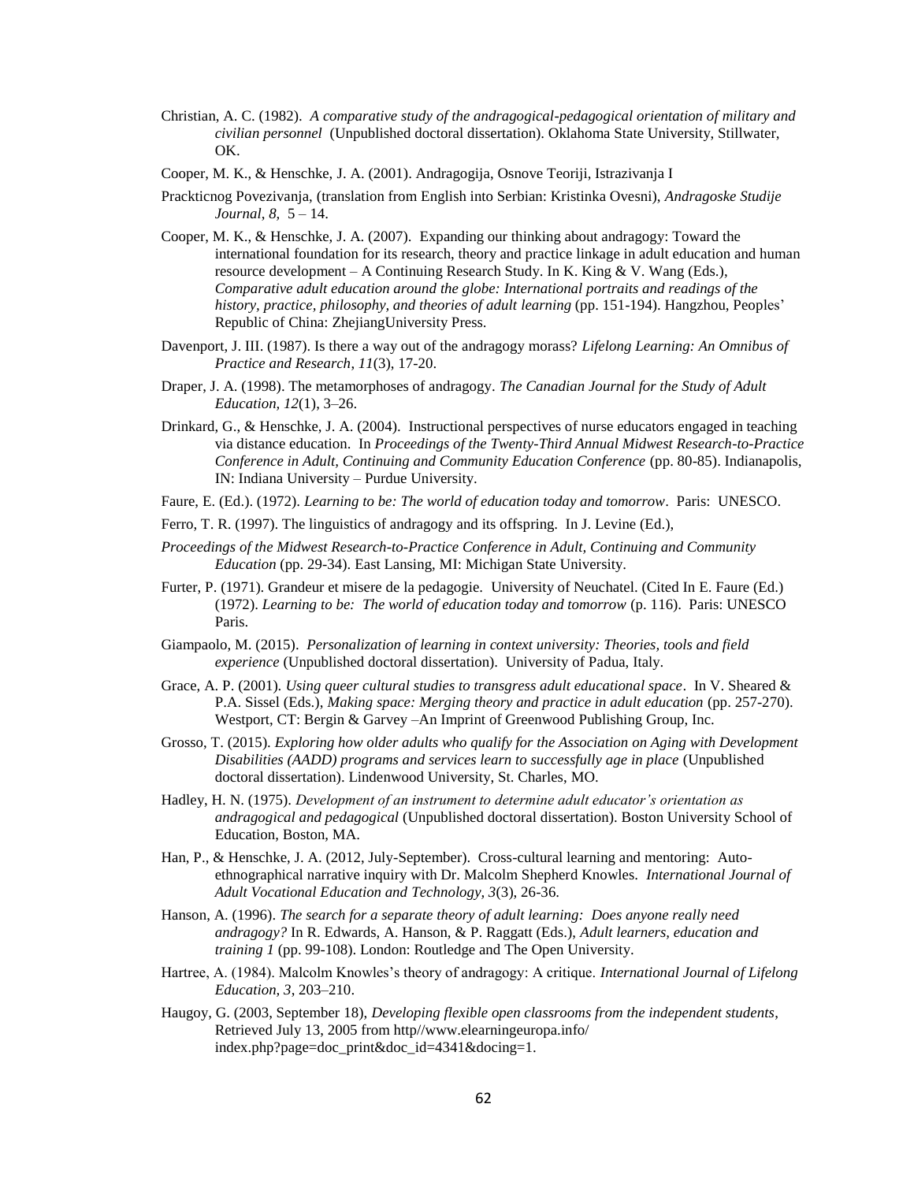Christian, A. C. (1982). *A comparative study of the andragogical-pedagogical orientation of military and civilian personnel* (Unpublished doctoral dissertation). Oklahoma State University, Stillwater, OK.

Cooper, M. K., & Henschke, J. A. (2001). Andragogija, Osnove Teoriji, Istrazivanja I

Prackticnog Povezivanja, (translation from English into Serbian: Kristinka Ovesni), *Andragoske Studije Journal*, *8*, 5 – 14.

Cooper, M. K., & Henschke, J. A. (2007). Expanding our thinking about andragogy: Toward the international foundation for its research, theory and practice linkage in adult education and human resource development – A Continuing Research Study. In K. King & V. Wang (Eds.), *Comparative adult education around the globe: International portraits and readings of the history, practice, philosophy, and theories of adult learning* (pp. 151-194). Hangzhou, Peoples' Republic of China: ZhejiangUniversity Press.

Davenport, J. III. (1987). Is there a way out of the andragogy morass? *Lifelong Learning: An Omnibus of Practice and Research, 11*(3), 17-20.

Draper, J. A. (1998). The metamorphoses of andragogy. *The Canadian Journal for the Study of Adult Education, 12*(1), 3–26.

Drinkard, G., & Henschke, J. A. (2004). Instructional perspectives of nurse educators engaged in teaching via distance education. In *Proceedings of the Twenty-Third Annual Midwest Research-to-Practice Conference in Adult, Continuing and Community Education Conference* (pp. 80-85). Indianapolis, IN: Indiana University – Purdue University.

Faure, E. (Ed.). (1972). *Learning to be: The world of education today and tomorrow*. Paris: UNESCO.

Ferro, T. R. (1997). The linguistics of andragogy and its offspring. In J. Levine (Ed.),

*Proceedings of the Midwest Research-to-Practice Conference in Adult, Continuing and Community Education* (pp. 29-34). East Lansing, MI: Michigan State University.

Furter, P. (1971). Grandeur et misere de la pedagogie. University of Neuchatel. (Cited In E. Faure (Ed.) (1972). *Learning to be: The world of education today and tomorrow* (p. 116). Paris: UNESCO Paris.

Giampaolo, M. (2015). *Personalization of learning in context university: Theories, tools and field experience* (Unpublished doctoral dissertation). University of Padua, Italy.

Grace, A. P. (2001). *Using queer cultural studies to transgress adult educational space*. In V. Sheared & P.A. Sissel (Eds.), *Making space: Merging theory and practice in adult education* (pp. 257-270). Westport, CT: Bergin & Garvey –An Imprint of Greenwood Publishing Group, Inc.

Grosso, T. (2015). *Exploring how older adults who qualify for the Association on Aging with Development Disabilities (AADD) programs and services learn to successfully age in place* (Unpublished doctoral dissertation). Lindenwood University, St. Charles, MO.

Hadley, H. N. (1975). *Development of an instrument to determine adult educator's orientation as andragogical and pedagogical* (Unpublished doctoral dissertation). Boston University School of Education, Boston, MA.

Han, P., & Henschke, J. A. (2012, July-September). Cross-cultural learning and mentoring: Auto-ethnographical narrative inquiry with Dr. Malcolm Shepherd Knowles. *International Journal of Adult Vocational Education and Technology, 3*(3), 26-36.

Hanson, A. (1996). *The search for a separate theory of adult learning: Does anyone really need andragogy?* In R. Edwards, A. Hanson, & P. Raggatt (Eds.), *Adult learners, education and training 1* (pp. 99-108). London: Routledge and The Open University.

Hartree, A. (1984). Malcolm Knowles's theory of andragogy: A critique. *International Journal of Lifelong Education, 3*, 203–210.

Haugoy, G. (2003, September 18), *Developing flexible open classrooms from the independent students*, Retrieved July 13, 2005 from http//www.elearningeuropa.info/ index.php?page=doc_print&doc_id=4341&docing=1.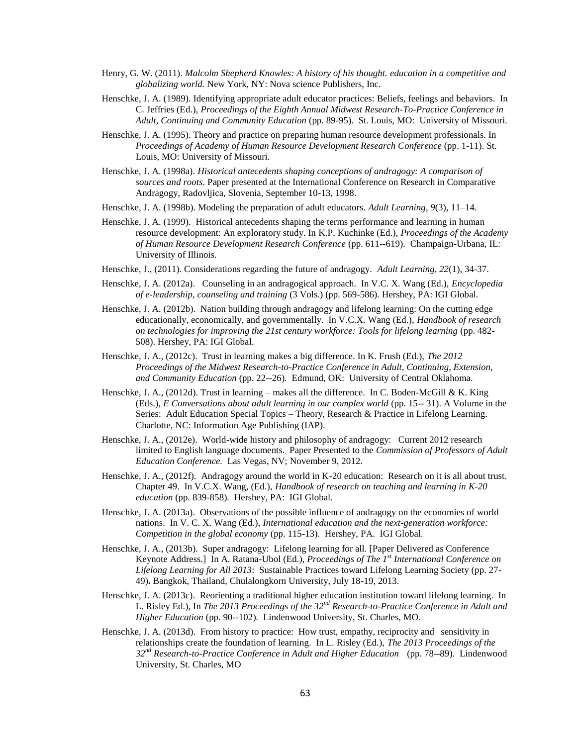Henry, G. W. (2011). *Malcolm Shepherd Knowles: A history of his thought. education in a competitive and globalizing world.* New York, NY: Nova science Publishers, Inc.

Henschke, J. A. (1989). Identifying appropriate adult educator practices: Beliefs, feelings and behaviors. In C. Jeffries (Ed.), *Proceedings of the Eighth Annual Midwest Research-To-Practice Conference in Adult, Continuing and Community Education* (pp. 89-95). St. Louis, MO: University of Missouri.

Henschke, J. A. (1995). Theory and practice on preparing human resource development professionals. In *Proceedings of Academy of Human Resource Development Research Conference* (pp. 1-11). St. Louis, MO: University of Missouri.

Henschke, J. A. (1998a). *Historical antecedents shaping conceptions of andragogy: A comparison of sources and roots*. Paper presented at the International Conference on Research in Comparative Andragogy, Radovljica, Slovenia, September 10-13, 1998.

Henschke, J. A. (1998b). Modeling the preparation of adult educators. *Adult Learning*, *9*(3), 11–14.

Henschke, J. A. (1999). Historical antecedents shaping the terms performance and learning in human resource development: An exploratory study. In K.P. Kuchinke (Ed.), *Proceedings of the Academy of Human Resource Development Research Conference* (pp. 611--619). Champaign-Urbana, IL: University of Illinois.

Henschke, J., (2011). Considerations regarding the future of andragogy. *Adult Learning, 22*(1), 34-37.

Henschke, J. A. (2012a). Counseling in an andragogical approach. In V.C. X. Wang (Ed.), *Encyclopedia of e-leadership, counseling and training* (3 Vols.) (pp. 569-586). Hershey, PA: IGI Global.

Henschke, J. A. (2012b). Nation building through andragogy and lifelong learning: On the cutting edge educationally, economically, and governmentally. In V.C.X. Wang (Ed.), *Handbook of research on technologies for improving the 21st century workforce: Tools for lifelong learning* (pp. 482-508). Hershey, PA: IGI Global.

Henschke, J. A., (2012c). Trust in learning makes a big difference. In K. Frush (Ed.), *The 2012 Proceedings of the Midwest Research-to-Practice Conference in Adult, Continuing, Extension, and Community Education* (pp. 22--26). Edmund, OK: University of Central Oklahoma.

Henschke, J. A., (2012d). Trust in learning – makes all the difference. In C. Boden-McGill & K. King (Eds.), *E Conversations about adult learning in our complex world* (pp. 15-- 31). A Volume in the Series: Adult Education Special Topics – Theory, Research & Practice in Lifelong Learning. Charlotte, NC: Information Age Publishing (IAP).

Henschke, J. A., (2012e). World-wide history and philosophy of andragogy: Current 2012 research limited to English language documents. Paper Presented to the *Commission of Professors of Adult Education Conference.* Las Vegas, NV; November 9, 2012.

Henschke, J. A., (2012f). Andragogy around the world in K-20 education: Research on it is all about trust. Chapter 49. In V.C.X. Wang, (Ed.), *Handbook of research on teaching and learning in K-20 education* (pp. 839-858). Hershey, PA: IGI Global.

Henschke, J. A. (2013a). Observations of the possible influence of andragogy on the economies of world nations. In V. C. X. Wang (Ed.), *International education and the next-generation workforce: Competition in the global economy* (pp. 115-13). Hershey, PA. IGI Global.

Henschke, J. A., (2013b). Super andragogy: Lifelong learning for all. [Paper Delivered as Conference Keynote Address.] In A. Ratana-Ubol (Ed.), *Proceedings of The 1st International Conference on Lifelong Learning for All 2013*: Sustainable Practices toward Lifelong Learning Society (pp. 27-49)**.** Bangkok, Thailand, Chulalongkorn University, July 18-19, 2013.

Henschke, J. A. (2013c). Reorienting a traditional higher education institution toward lifelong learning. In L. Risley Ed.), In *The 2013 Proceedings of the 32nd Research-to-Practice Conference in Adult and Higher Education* (pp. 90--102). Lindenwood University, St. Charles, MO.

Henschke, J. A. (2013d). From history to practice: How trust, empathy, reciprocity and sensitivity in relationships create the foundation of learning. In L. Risley (Ed.), *The 2013 Proceedings of the 32nd Research-to-Practice Conference in Adult and Higher Education* (pp. 78--89). Lindenwood University, St. Charles, MO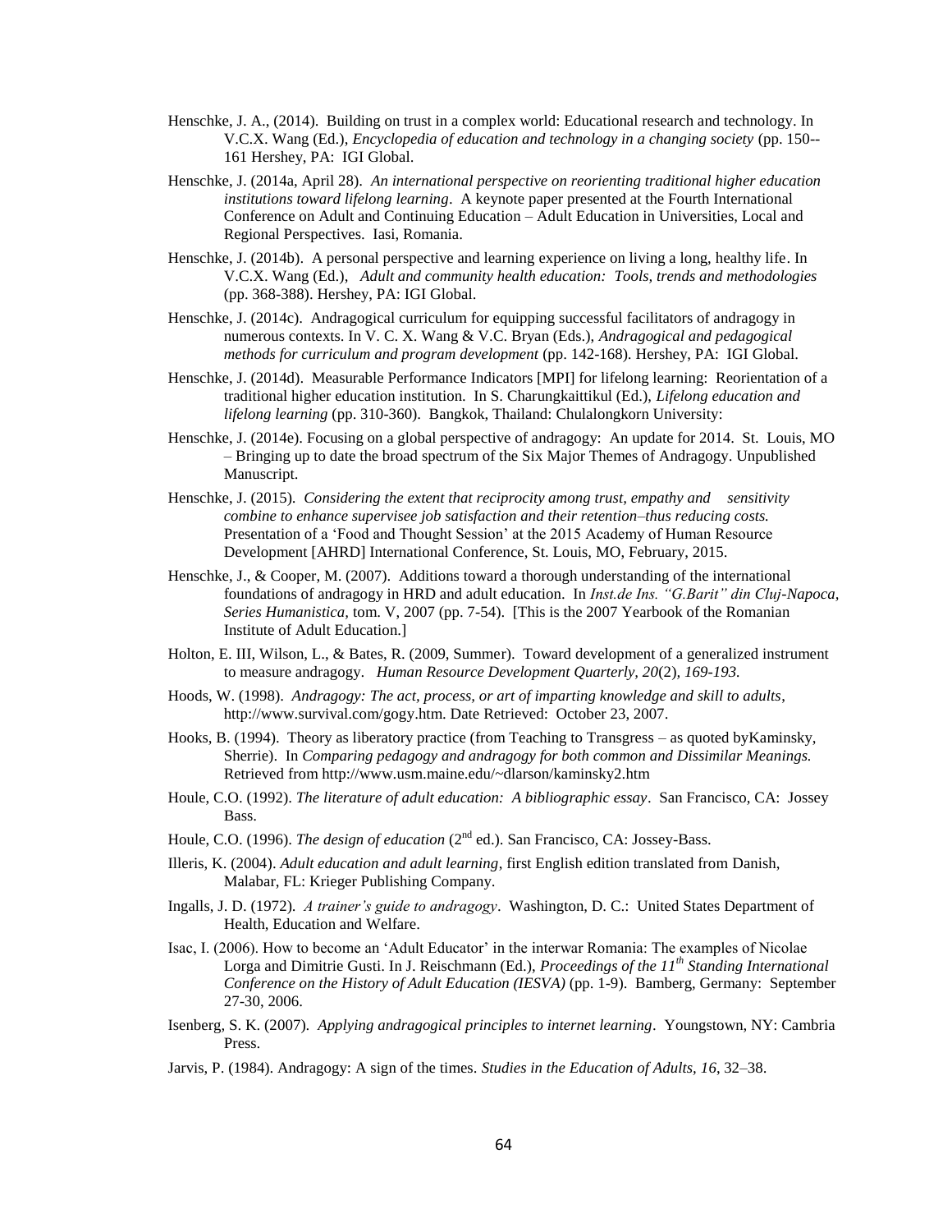Henschke, J. A., (2014). Building on trust in a complex world: Educational research and technology. In V.C.X. Wang (Ed.), *Encyclopedia of education and technology in a changing society* (pp. 150--161 Hershey, PA: IGI Global.

Henschke, J. (2014a, April 28). *An international perspective on reorienting traditional higher education institutions toward lifelong learning*. A keynote paper presented at the Fourth International Conference on Adult and Continuing Education – Adult Education in Universities, Local and Regional Perspectives. Iasi, Romania.

Henschke, J. (2014b). A personal perspective and learning experience on living a long, healthy life. In V.C.X. Wang (Ed.), *Adult and community health education: Tools, trends and methodologies* (pp. 368-388). Hershey, PA: IGI Global.

Henschke, J. (2014c). Andragogical curriculum for equipping successful facilitators of andragogy in numerous contexts. In V. C. X. Wang & V.C. Bryan (Eds.), *Andragogical and pedagogical methods for curriculum and program development* (pp. 142-168). Hershey, PA: IGI Global.

Henschke, J. (2014d). Measurable Performance Indicators [MPI] for lifelong learning: Reorientation of a traditional higher education institution. In S. Charungkaittikul (Ed.), *Lifelong education and lifelong learning* (pp. 310-360). Bangkok, Thailand: Chulalongkorn University:

Henschke, J. (2014e). Focusing on a global perspective of andragogy: An update for 2014. St. Louis, MO – Bringing up to date the broad spectrum of the Six Major Themes of Andragogy. Unpublished Manuscript.

Henschke, J. (2015). *Considering the extent that reciprocity among trust, empathy and sensitivity combine to enhance supervisee job satisfaction and their retention–thus reducing costs.* Presentation of a 'Food and Thought Session' at the 2015 Academy of Human Resource Development [AHRD] International Conference, St. Louis, MO, February, 2015.

Henschke, J., & Cooper, M. (2007). Additions toward a thorough understanding of the international foundations of andragogy in HRD and adult education. In *Inst.de Ins. "G.Barit" din Cluj-Napoca, Series Humanistica,* tom. V, 2007 (pp. 7-54). [This is the 2007 Yearbook of the Romanian Institute of Adult Education.]

Holton, E. III, Wilson, L., & Bates, R. (2009, Summer). Toward development of a generalized instrument to measure andragogy. *Human Resource Development Quarterly, 20*(2), *169-193.*

Hoods, W. (1998). *Andragogy: The act, process, or art of imparting knowledge and skill to adults*, http://www.survival.com/gogy.htm. Date Retrieved: October 23, 2007.

Hooks, B. (1994). Theory as liberatory practice (from Teaching to Transgress – as quoted byKaminsky, Sherrie). In *Comparing pedagogy and andragogy for both common and Dissimilar Meanings.* Retrieved from http://www.usm.maine.edu/~dlarson/kaminsky2.htm

Houle, C.O. (1992). *The literature of adult education: A bibliographic essay*. San Francisco, CA: Jossey Bass.

Houle, C.O. (1996). *The design of education* (2nd ed.). San Francisco, CA: Jossey-Bass.

Illeris, K. (2004). *Adult education and adult learning*, first English edition translated from Danish, Malabar, FL: Krieger Publishing Company.

Ingalls, J. D. (1972). *A trainer's guide to andragogy*. Washington, D. C.: United States Department of Health, Education and Welfare.

Isac, I. (2006). How to become an 'Adult Educator' in the interwar Romania: The examples of Nicolae Lorga and Dimitrie Gusti. In J. Reischmann (Ed.), *Proceedings of the 11th Standing International Conference on the History of Adult Education (IESVA)* (pp. 1-9). Bamberg, Germany: September 27-30, 2006.

Isenberg, S. K. (2007). *Applying andragogical principles to internet learning*. Youngstown, NY: Cambria Press.

Jarvis, P. (1984). Andragogy: A sign of the times. *Studies in the Education of Adults, 16*, 32–38.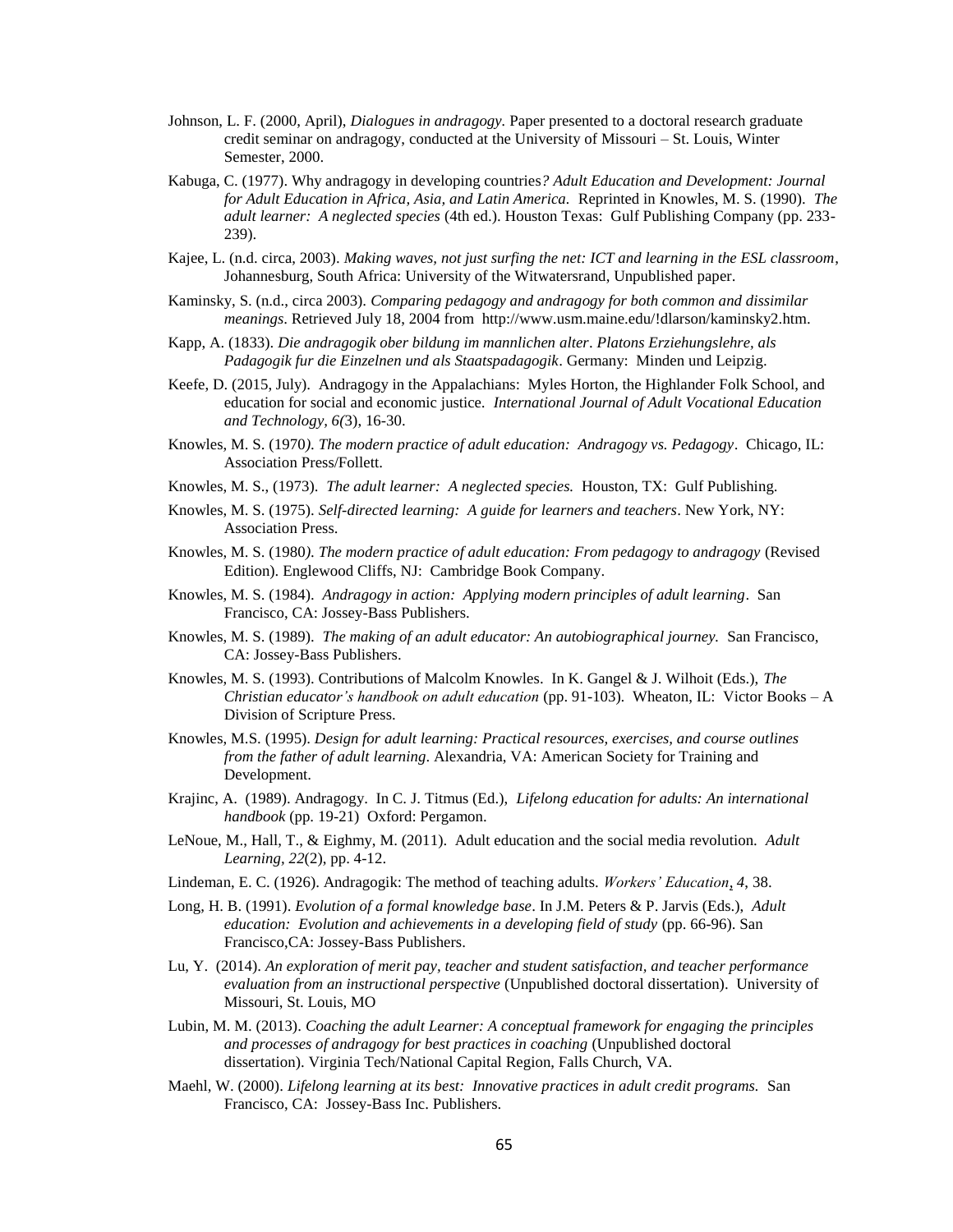Johnson, L. F. (2000, April), *Dialogues in andragogy.* Paper presented to a doctoral research graduate credit seminar on andragogy, conducted at the University of Missouri – St. Louis, Winter Semester, 2000.

Kabuga, C. (1977). Why andragogy in developing countries*? Adult Education and Development: Journal for Adult Education in Africa, Asia, and Latin America.* Reprinted in Knowles, M. S. (1990). *The adult learner: A neglected species* (4th ed.). Houston Texas: Gulf Publishing Company (pp. 233-239).

Kajee, L. (n.d. circa, 2003). *Making waves, not just surfing the net: ICT and learning in the ESL classroom*, Johannesburg, South Africa: University of the Witwatersrand, Unpublished paper.

Kaminsky, S. (n.d., circa 2003). *Comparing pedagogy and andragogy for both common and dissimilar meanings*. Retrieved July 18, 2004 from http://www.usm.maine.edu/!dlarson/kaminsky2.htm.

Kapp, A. (1833). *Die andragogik ober bildung im mannlichen alter*. *Platons Erziehungslehre, als Padagogik fur die Einzelnen und als Staatspadagogik*. Germany: Minden und Leipzig.

Keefe, D. (2015, July). Andragogy in the Appalachians: Myles Horton, the Highlander Folk School, and education for social and economic justice. *International Journal of Adult Vocational Education and Technology*, *6(*3), 16-30.

Knowles, M. S. (1970*). The modern practice of adult education: Andragogy vs. Pedagogy*. Chicago, IL: Association Press/Follett.

Knowles, M. S., (1973). *The adult learner: A neglected species.* Houston, TX: Gulf Publishing.

Knowles, M. S. (1975). *Self-directed learning: A guide for learners and teachers*. New York, NY: Association Press.

Knowles, M. S. (1980*). The modern practice of adult education: From pedagogy to andragogy* (Revised Edition). Englewood Cliffs, NJ: Cambridge Book Company.

Knowles, M. S. (1984). *Andragogy in action: Applying modern principles of adult learning*. San Francisco, CA: Jossey-Bass Publishers.

Knowles, M. S. (1989). *The making of an adult educator: An autobiographical journey.* San Francisco, CA: Jossey-Bass Publishers.

Knowles, M. S. (1993). Contributions of Malcolm Knowles. In K. Gangel & J. Wilhoit (Eds.), *The Christian educator's handbook on adult education* (pp. 91-103). Wheaton, IL: Victor Books – A Division of Scripture Press.

Knowles, M.S. (1995). *Design for adult learning: Practical resources, exercises, and course outlines from the father of adult learning*. Alexandria, VA: American Society for Training and Development.

Krajinc, A. (1989). Andragogy. In C. J. Titmus (Ed.), *Lifelong education for adults: An international handbook* (pp. 19-21) Oxford: Pergamon.

LeNoue, M., Hall, T., & Eighmy, M. (2011). Adult education and the social media revolution. *Adult Learning, 22*(2), pp. 4-12.

Lindeman, E. C. (1926). Andragogik: The method of teaching adults. *Workers' Education*, *4*, 38.

Long, H. B. (1991). *Evolution of a formal knowledge base*. In J.M. Peters & P. Jarvis (Eds.), *Adult education: Evolution and achievements in a developing field of study* (pp. 66-96). San Francisco,CA: Jossey-Bass Publishers.

Lu, Y. (2014). *An exploration of merit pay, teacher and student satisfaction, and teacher performance evaluation from an instructional perspective* (Unpublished doctoral dissertation). University of Missouri, St. Louis, MO

Lubin, M. M. (2013). *Coaching the adult Learner: A conceptual framework for engaging the principles and processes of andragogy for best practices in coaching* (Unpublished doctoral dissertation). Virginia Tech/National Capital Region, Falls Church, VA.

Maehl, W. (2000). *Lifelong learning at its best: Innovative practices in adult credit programs.* San Francisco, CA: Jossey-Bass Inc. Publishers.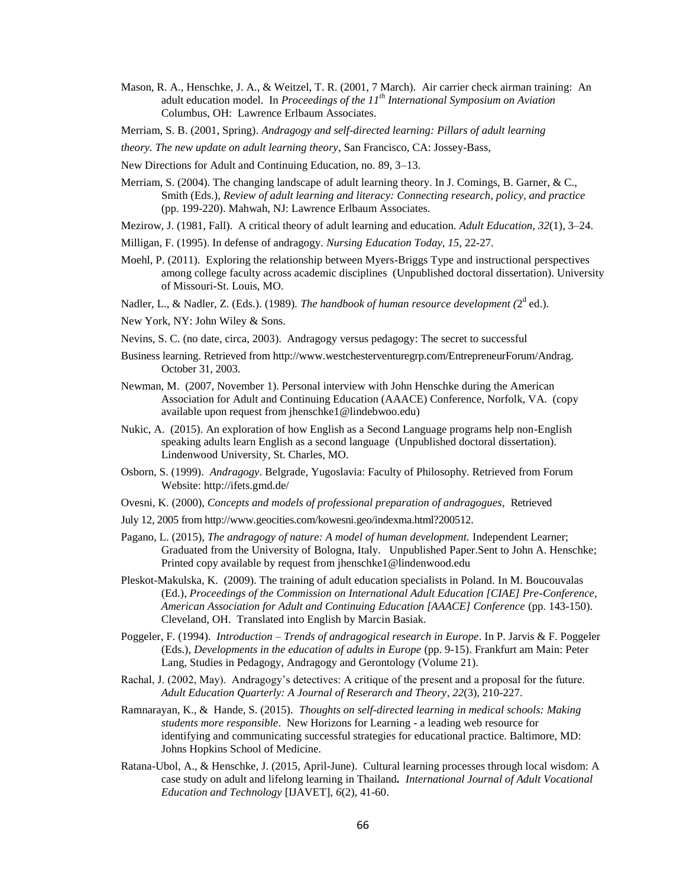Mason, R. A., Henschke, J. A., & Weitzel, T. R. (2001, 7 March). Air carrier check airman training: An adult education model. In *Proceedings of the 11th International Symposium on Aviation* Columbus, OH: Lawrence Erlbaum Associates.

Merriam, S. B. (2001, Spring). *Andragogy and self-directed learning: Pillars of adult learning theory. The new update on adult learning theory*, San Francisco, CA: Jossey-Bass, New Directions for Adult and Continuing Education, no. 89, 3–13.

Merriam, S. (2004). The changing landscape of adult learning theory. In J. Comings, B. Garner, & C., Smith (Eds.), *Review of adult learning and literacy: Connecting research, policy, and practice* (pp. 199-220). Mahwah, NJ: Lawrence Erlbaum Associates.

Mezirow, J. (1981, Fall). A critical theory of adult learning and education. *Adult Education*, *32*(1), 3–24.

Milligan, F. (1995). In defense of andragogy. *Nursing Education Today*, *15*, 22-27.

Moehl, P. (2011). Exploring the relationship between Myers-Briggs Type and instructional perspectives among college faculty across academic disciplines (Unpublished doctoral dissertation). University of Missouri-St. Louis, MO.

Nadler, L., & Nadler, Z. (Eds.). (1989). *The handbook of human resource development (*2d ed.). New York, NY: John Wiley & Sons.

Nevins, S. C. (no date, circa, 2003). Andragogy versus pedagogy: The secret to successful Business learning. Retrieved from http://www.westchesterventuregrp.com/EntrepreneurForum/Andrag. October 31, 2003.

Newman, M. (2007, November 1). Personal interview with John Henschke during the American Association for Adult and Continuing Education (AAACE) Conference, Norfolk, VA. (copy available upon request from jhenschke1@lindebwoo.edu)

Nukic, A. (2015). An exploration of how English as a Second Language programs help non-English speaking adults learn English as a second language (Unpublished doctoral dissertation). Lindenwood University, St. Charles, MO.

Osborn, S. (1999). *Andragogy*. Belgrade, Yugoslavia: Faculty of Philosophy. Retrieved from Forum Website: http://ifets.gmd.de/

Ovesni, K. (2000), *Concepts and models of professional preparation of andragogues*, Retrieved July 12, 2005 from http://www.geocities.com/kowesni.geo/indexma.html?200512.

Pagano, L. (2015), *The andragogy of nature: A model of human development.* Independent Learner; Graduated from the University of Bologna, Italy. Unpublished Paper.Sent to John A. Henschke; Printed copy available by request from jhenschke1@lindenwood.edu

Pleskot-Makulska, K. (2009). The training of adult education specialists in Poland. In M. Boucouvalas (Ed.), *Proceedings of the Commission on International Adult Education [CIAE] Pre-Conference, American Association for Adult and Continuing Education [AAACE] Conference* (pp. 143-150). Cleveland, OH. Translated into English by Marcin Basiak.

Poggeler, F. (1994). *Introduction – Trends of andragogical research in Europe*. In P. Jarvis & F. Poggeler (Eds.), *Developments in the education of adults in Europe* (pp. 9-15). Frankfurt am Main: Peter Lang, Studies in Pedagogy, Andragogy and Gerontology (Volume 21).

Rachal, J. (2002, May). Andragogy's detectives: A critique of the present and a proposal for the future. *Adult Education Quarterly: A Journal of Reserarch and Theory*, *22*(3), 210-227.

Ramnarayan, K., & Hande, S. (2015). *Thoughts on self-directed learning in medical schools: Making students more responsible*. New Horizons for Learning - a leading web resource for identifying and communicating successful strategies for educational practice. Baltimore, MD: Johns Hopkins School of Medicine.

Ratana-Ubol, A., & Henschke, J. (2015, April-June). Cultural learning processes through local wisdom: A case study on adult and lifelong learning in Thailand**.** *International Journal of Adult Vocational Education and Technology* [IJAVET], *6*(2), 41-60.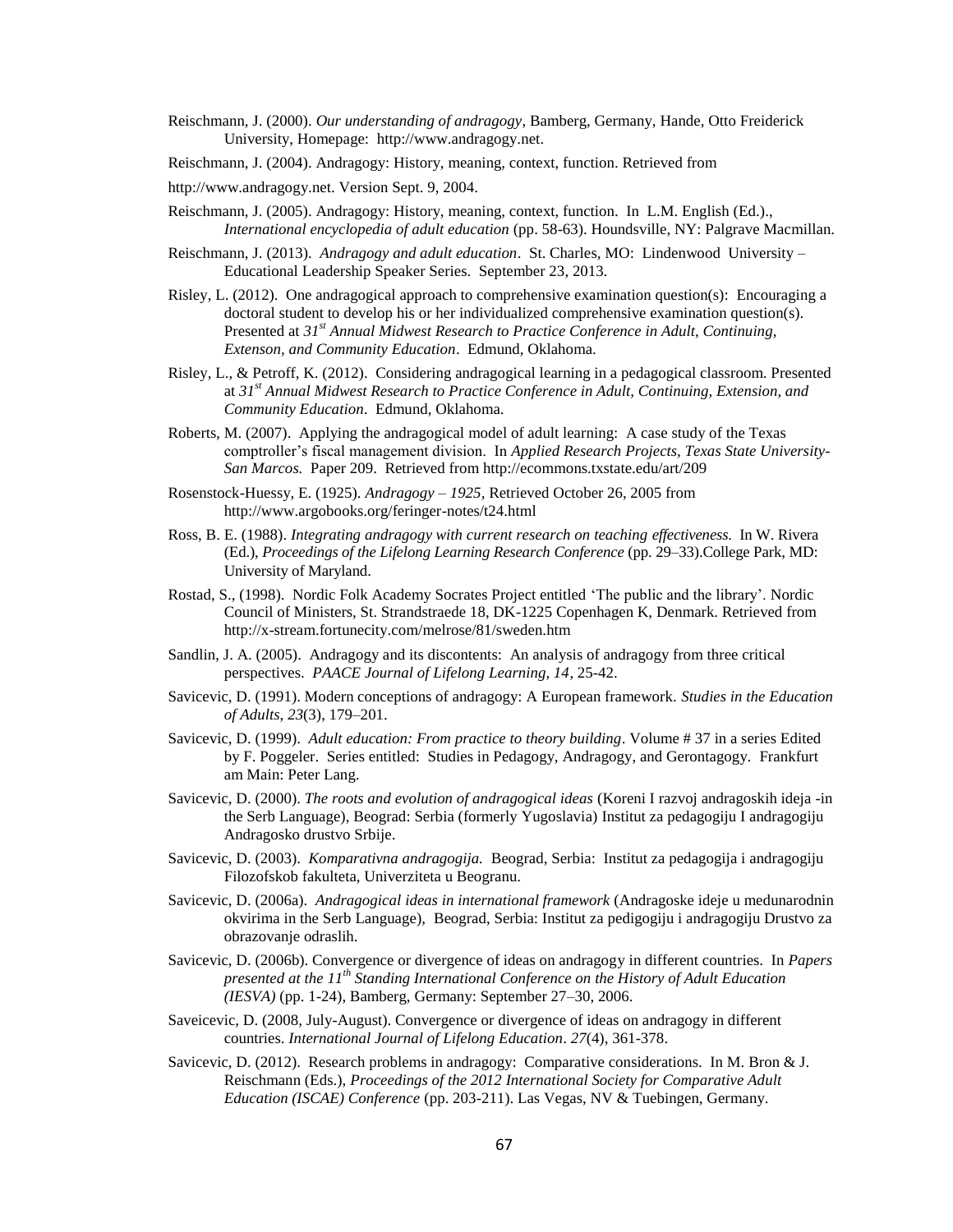Reischmann, J. (2000). *Our understanding of andragogy*, Bamberg, Germany, Hande, Otto Freiderick University, Homepage: http://www.andragogy.net.

Reischmann, J. (2004). Andragogy: History, meaning, context, function. Retrieved from

http://www.andragogy.net. Version Sept. 9, 2004.

Reischmann, J. (2005). Andragogy: History, meaning, context, function. In L.M. English (Ed.)., *International encyclopedia of adult education* (pp. 58-63). Houndsville, NY: Palgrave Macmillan.

Reischmann, J. (2013). *Andragogy and adult education*. St. Charles, MO: Lindenwood University – Educational Leadership Speaker Series. September 23, 2013.

Risley, L. (2012). One andragogical approach to comprehensive examination question(s): Encouraging a doctoral student to develop his or her individualized comprehensive examination question(s). Presented at *31st Annual Midwest Research to Practice Conference in Adult, Continuing, Extenson, and Community Education*. Edmund, Oklahoma.

Risley, L., & Petroff, K. (2012). Considering andragogical learning in a pedagogical classroom. Presented at *31st Annual Midwest Research to Practice Conference in Adult, Continuing, Extension, and Community Education*. Edmund, Oklahoma.

Roberts, M. (2007). Applying the andragogical model of adult learning: A case study of the Texas comptroller's fiscal management division. In *Applied Research Projects, Texas State University-San Marcos.* Paper 209. Retrieved from http://ecommons.txstate.edu/art/209

Rosenstock-Huessy, E. (1925). *Andragogy – 1925*, Retrieved October 26, 2005 from http://www.argobooks.org/feringer-notes/t24.html

Ross, B. E. (1988). *Integrating andragogy with current research on teaching effectiveness.* In W. Rivera (Ed.), *Proceedings of the Lifelong Learning Research Conference* (pp. 29–33).College Park, MD: University of Maryland.

Rostad, S., (1998). Nordic Folk Academy Socrates Project entitled 'The public and the library'. Nordic Council of Ministers, St. Strandstraede 18, DK-1225 Copenhagen K, Denmark. Retrieved from http://x-stream.fortunecity.com/melrose/81/sweden.htm

Sandlin, J. A. (2005). Andragogy and its discontents: An analysis of andragogy from three critical perspectives. *PAACE Journal of Lifelong Learning, 14*, 25-42.

Savicevic, D. (1991). Modern conceptions of andragogy: A European framework. *Studies in the Education of Adults, 23*(3), 179–201.

Savicevic, D. (1999). *Adult education: From practice to theory building*. Volume # 37 in a series Edited by F. Poggeler. Series entitled: Studies in Pedagogy, Andragogy, and Gerontagogy. Frankfurt am Main: Peter Lang.

Savicevic, D. (2000). *The roots and evolution of andragogical ideas* (Koreni I razvoj andragoskih ideja -in the Serb Language), Beograd: Serbia (formerly Yugoslavia) Institut za pedagogiju I andragogiju Andragosko drustvo Srbije.

Savicevic, D. (2003). *Komparativna andragogija.* Beograd, Serbia: Institut za pedagogija i andragogiju Filozofskob fakulteta, Univerziteta u Beogranu.

Savicevic, D. (2006a). *Andragogical ideas in international framework* (Andragoske ideje u medunarodnin okvirima in the Serb Language), Beograd, Serbia: Institut za pedigogiju i andragogiju Drustvo za obrazovanje odraslih.

Savicevic, D. (2006b). Convergence or divergence of ideas on andragogy in different countries. In *Papers presented at the 11th Standing International Conference on the History of Adult Education (IESVA)* (pp. 1-24), Bamberg, Germany: September 27–30, 2006.

Saveicevic, D. (2008, July-August). Convergence or divergence of ideas on andragogy in different countries. *International Journal of Lifelong Education*. *27*(4), 361-378.

Savicevic, D. (2012). Research problems in andragogy: Comparative considerations. In M. Bron & J. Reischmann (Eds.), *Proceedings of the 2012 International Society for Comparative Adult Education (ISCAE) Conference* (pp. 203-211). Las Vegas, NV & Tuebingen, Germany.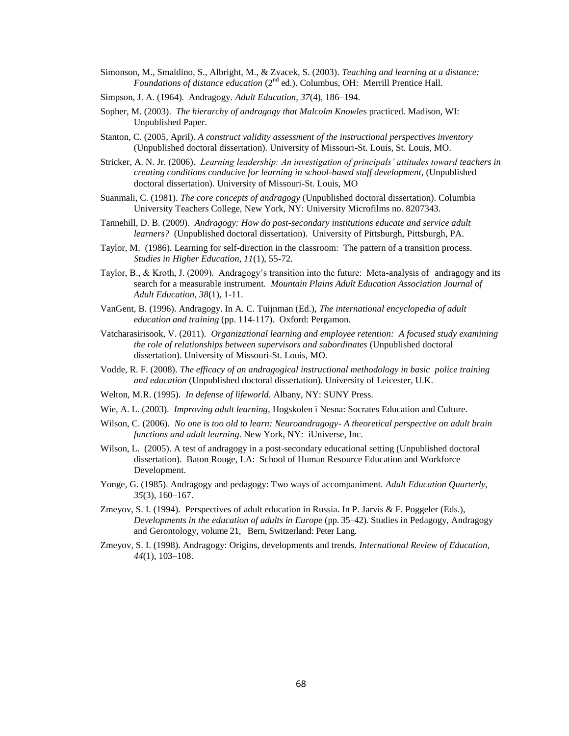Simonson, M., Smaldino, S., Albright, M., & Zvacek, S. (2003). *Teaching and learning at a distance: Foundations of distance education* (2nd ed.). Columbus, OH: Merrill Prentice Hall.

Simpson, J. A. (1964). Andragogy. *Adult Education, 37*(4), 186–194.

Sopher, M. (2003). *The hierarchy of andragogy that Malcolm Knowles* practiced. Madison, WI: Unpublished Paper.

Stanton, C. (2005, April). *A construct validity assessment of the instructional perspectives inventory* (Unpublished doctoral dissertation). University of Missouri-St. Louis, St. Louis, MO.

Stricker, A. N. Jr. (2006). *Learning leadership: An investigation of principals' attitudes toward teachers in creating conditions conducive for learning in school-based staff development*, (Unpublished doctoral dissertation). University of Missouri-St. Louis, MO

Suanmali, C. (1981). *The core concepts of andragogy* (Unpublished doctoral dissertation). Columbia University Teachers College, New York, NY: University Microfilms no. 8207343.

Tannehill, D. B. (2009). *Andragogy: How do post-secondary institutions educate and service adult learners?* (Unpublished doctoral dissertation). University of Pittsburgh, Pittsburgh, PA.

Taylor, M. (1986). Learning for self-direction in the classroom: The pattern of a transition process. *Studies in Higher Education, 11*(1), 55-72.

Taylor, B., & Kroth, J. (2009). Andragogy's transition into the future: Meta-analysis of andragogy and its search for a measurable instrument. *Mountain Plains Adult Education Association Journal of Adult Education, 38*(1), 1-11.

VanGent, B. (1996). Andragogy. In A. C. Tuijnman (Ed.), *The international encyclopedia of adult education and training* (pp. 114-117). Oxford: Pergamon.

Vatcharasirisook, V. (2011). *Organizational learning and employee retention: A focused study examining the role of relationships between supervisors and subordinates* (Unpublished doctoral dissertation). University of Missouri-St. Louis, MO.

Vodde, R. F. (2008). *The efficacy of an andragogical instructional methodology in basic police training and education* (Unpublished doctoral dissertation). University of Leicester, U.K.

Welton, M.R. (1995). *In defense of lifeworld.* Albany, NY: SUNY Press.

Wie, A. L. (2003). *Improving adult learning*, Hogskolen i Nesna: Socrates Education and Culture.

Wilson, C. (2006). *No one is too old to learn: Neuroandragogy- A theoretical perspective on adult brain functions and adult learning*. New York, NY: iUniverse, Inc.

Wilson, L. (2005). A test of andragogy in a post-secondary educational setting (Unpublished doctoral dissertation). Baton Rouge, LA: School of Human Resource Education and Workforce Development.

Yonge, G. (1985). Andragogy and pedagogy: Two ways of accompaniment. *Adult Education Quarterly, 35*(3), 160–167.

Zmeyov, S. I. (1994). Perspectives of adult education in Russia. In P. Jarvis & F. Poggeler (Eds.), *Developments in the education of adults in Europe* (pp. 35–42). Studies in Pedagogy, Andragogy and Gerontology, volume 21, Bern, Switzerland: Peter Lang.

Zmeyov, S. I. (1998). Andragogy: Origins, developments and trends. *International Review of Education, 44*(1), 103–108.